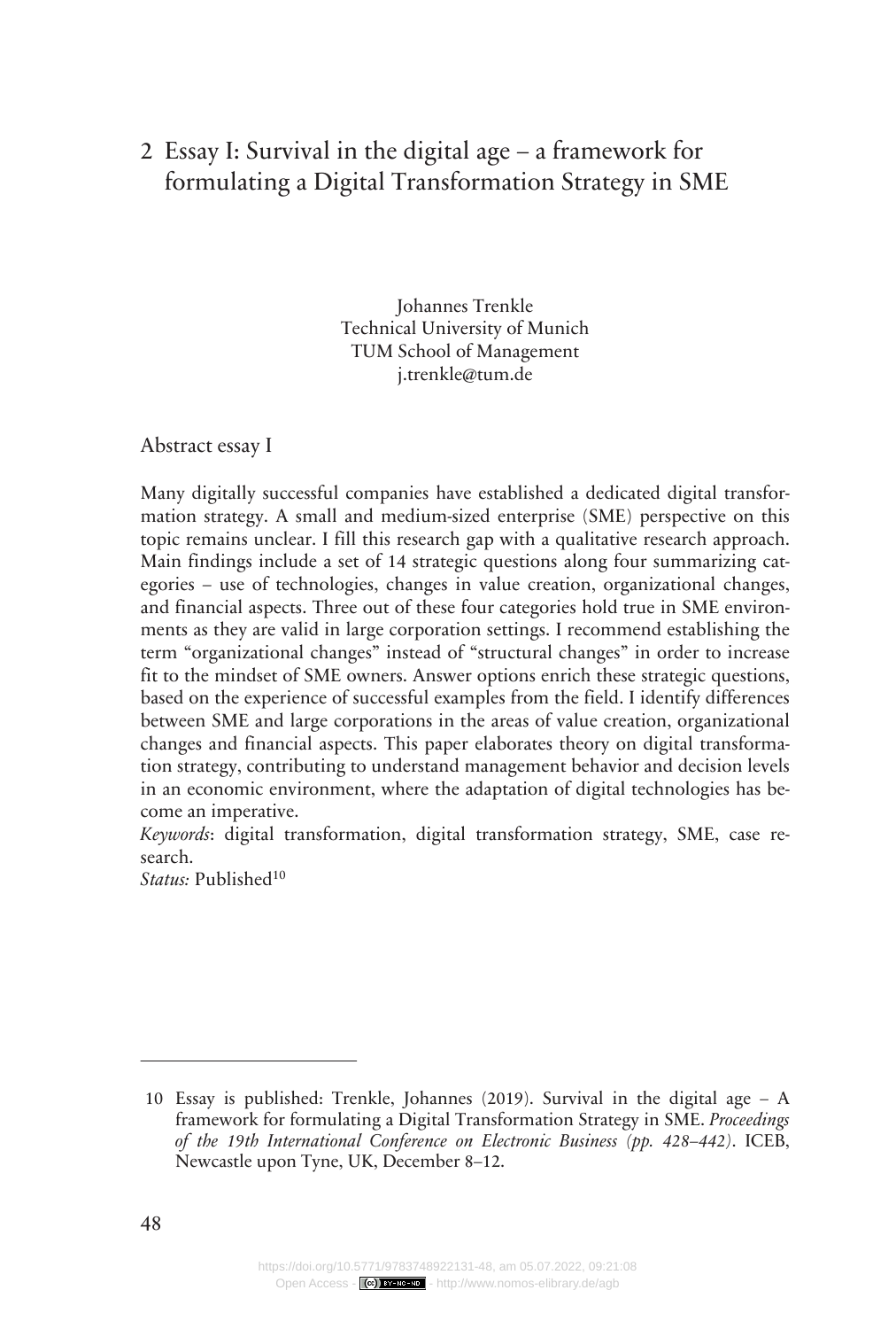# 2 Essay I: Survival in the digital age – a framework for formulating a Digital Transformation Strategy in SME

Johannes Trenkle
Technical University of Munich
TUM School of Management
j.trenkle@tum.de

## Abstract essay I

Many digitally successful companies have established a dedicated digital transformation strategy. A small and medium-sized enterprise (SME) perspective on this topic remains unclear. I fill this research gap with a qualitative research approach. Main findings include a set of 14 strategic questions along four summarizing categories – use of technologies, changes in value creation, organizational changes, and financial aspects. Three out of these four categories hold true in SME environments as they are valid in large corporation settings. I recommend establishing the term "organizational changes" instead of "structural changes" in order to increase fit to the mindset of SME owners. Answer options enrich these strategic questions, based on the experience of successful examples from the field. I identify differences between SME and large corporations in the areas of value creation, organizational changes and financial aspects. This paper elaborates theory on digital transformation strategy, contributing to understand management behavior and decision levels in an economic environment, where the adaptation of digital technologies has become an imperative.

*Keywords*: digital transformation, digital transformation strategy, SME, case research.

*Status:* Published[10]

---

[10] Essay is published: Trenkle, Johannes (2019). Survival in the digital age – A framework for formulating a Digital Transformation Strategy in SME. *Proceedings of the 19th International Conference on Electronic Business (pp. 428–442)*. ICEB, Newcastle upon Tyne, UK, December 8–12.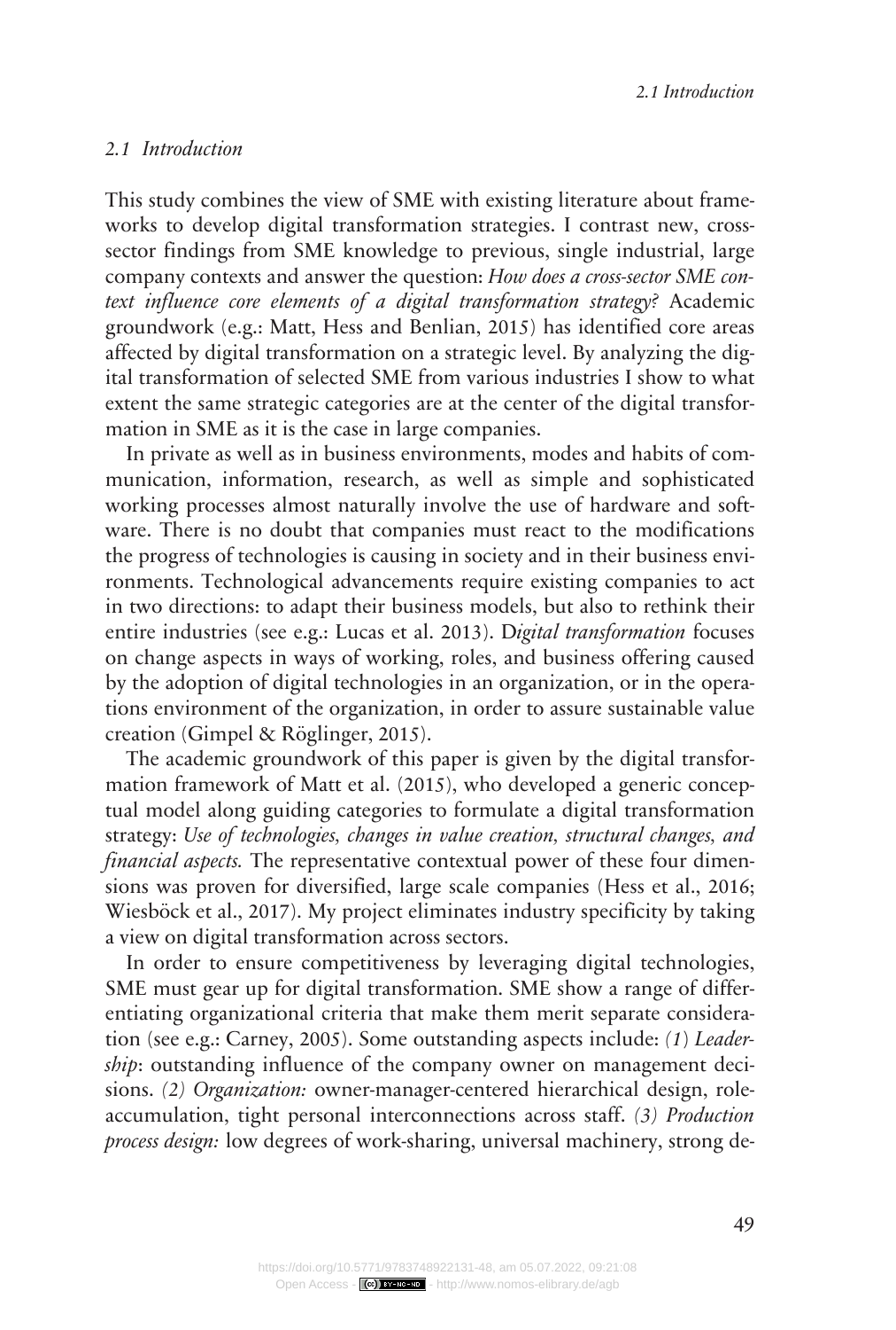## 2.1 Introduction

This study combines the view of SME with existing literature about frameworks to develop digital transformation strategies. I contrast new, cross-sector findings from SME knowledge to previous, single industrial, large company contexts and answer the question: *How does a cross-sector SME context influence core elements of a digital transformation strategy?* Academic groundwork (e.g.: Matt, Hess and Benlian, 2015) has identified core areas affected by digital transformation on a strategic level. By analyzing the digital transformation of selected SME from various industries I show to what extent the same strategic categories are at the center of the digital transformation in SME as it is the case in large companies.

In private as well as in business environments, modes and habits of communication, information, research, as well as simple and sophisticated working processes almost naturally involve the use of hardware and software. There is no doubt that companies must react to the modifications the progress of technologies is causing in society and in their business environments. Technological advancements require existing companies to act in two directions: to adapt their business models, but also to rethink their entire industries (see e.g.: Lucas et al. 2013). D*igital transformation* focuses on change aspects in ways of working, roles, and business offering caused by the adoption of digital technologies in an organization, or in the operations environment of the organization, in order to assure sustainable value creation (Gimpel & Röglinger, 2015).

The academic groundwork of this paper is given by the digital transformation framework of Matt et al. (2015), who developed a generic conceptual model along guiding categories to formulate a digital transformation strategy: *Use of technologies, changes in value creation, structural changes, and financial aspects.* The representative contextual power of these four dimensions was proven for diversified, large scale companies (Hess et al., 2016; Wiesböck et al., 2017). My project eliminates industry specificity by taking a view on digital transformation across sectors.

In order to ensure competitiveness by leveraging digital technologies, SME must gear up for digital transformation. SME show a range of differentiating organizational criteria that make them merit separate consideration (see e.g.: Carney, 2005). Some outstanding aspects include: *(1) Leadership*: outstanding influence of the company owner on management decisions. *(2) Organization:* owner-manager-centered hierarchical design, role-accumulation, tight personal interconnections across staff. *(3) Production process design:* low degrees of work-sharing, universal machinery, strong de-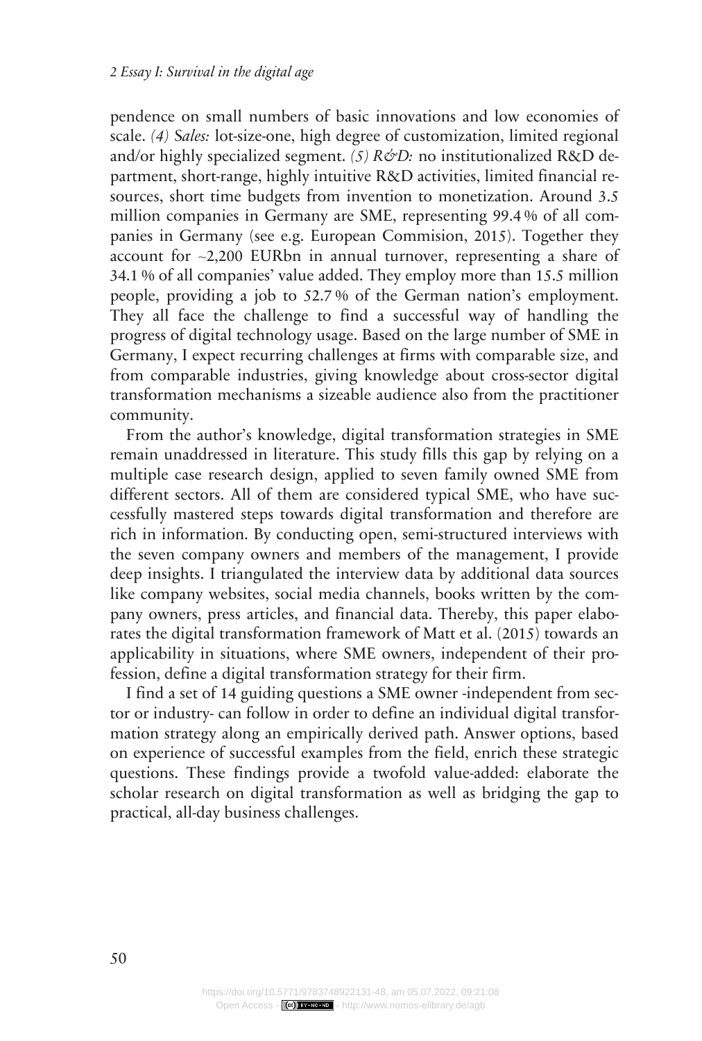pendence on small numbers of basic innovations and low economies of scale. *(4) Sales:* lot-size-one, high degree of customization, limited regional and/or highly specialized segment. *(5) R&D:* no institutionalized R&D department, short-range, highly intuitive R&D activities, limited financial resources, short time budgets from invention to monetization. Around 3.5 million companies in Germany are SME, representing 99.4 % of all companies in Germany (see e.g. European Commision, 2015). Together they account for ~2,200 EURbn in annual turnover, representing a share of 34.1 % of all companies' value added. They employ more than 15.5 million people, providing a job to 52.7 % of the German nation's employment. They all face the challenge to find a successful way of handling the progress of digital technology usage. Based on the large number of SME in Germany, I expect recurring challenges at firms with comparable size, and from comparable industries, giving knowledge about cross-sector digital transformation mechanisms a sizeable audience also from the practitioner community.

From the author's knowledge, digital transformation strategies in SME remain unaddressed in literature. This study fills this gap by relying on a multiple case research design, applied to seven family owned SME from different sectors. All of them are considered typical SME, who have successfully mastered steps towards digital transformation and therefore are rich in information. By conducting open, semi-structured interviews with the seven company owners and members of the management, I provide deep insights. I triangulated the interview data by additional data sources like company websites, social media channels, books written by the company owners, press articles, and financial data. Thereby, this paper elaborates the digital transformation framework of Matt et al. (2015) towards an applicability in situations, where SME owners, independent of their profession, define a digital transformation strategy for their firm.

I find a set of 14 guiding questions a SME owner -independent from sector or industry- can follow in order to define an individual digital transformation strategy along an empirically derived path. Answer options, based on experience of successful examples from the field, enrich these strategic questions. These findings provide a twofold value-added: elaborate the scholar research on digital transformation as well as bridging the gap to practical, all-day business challenges.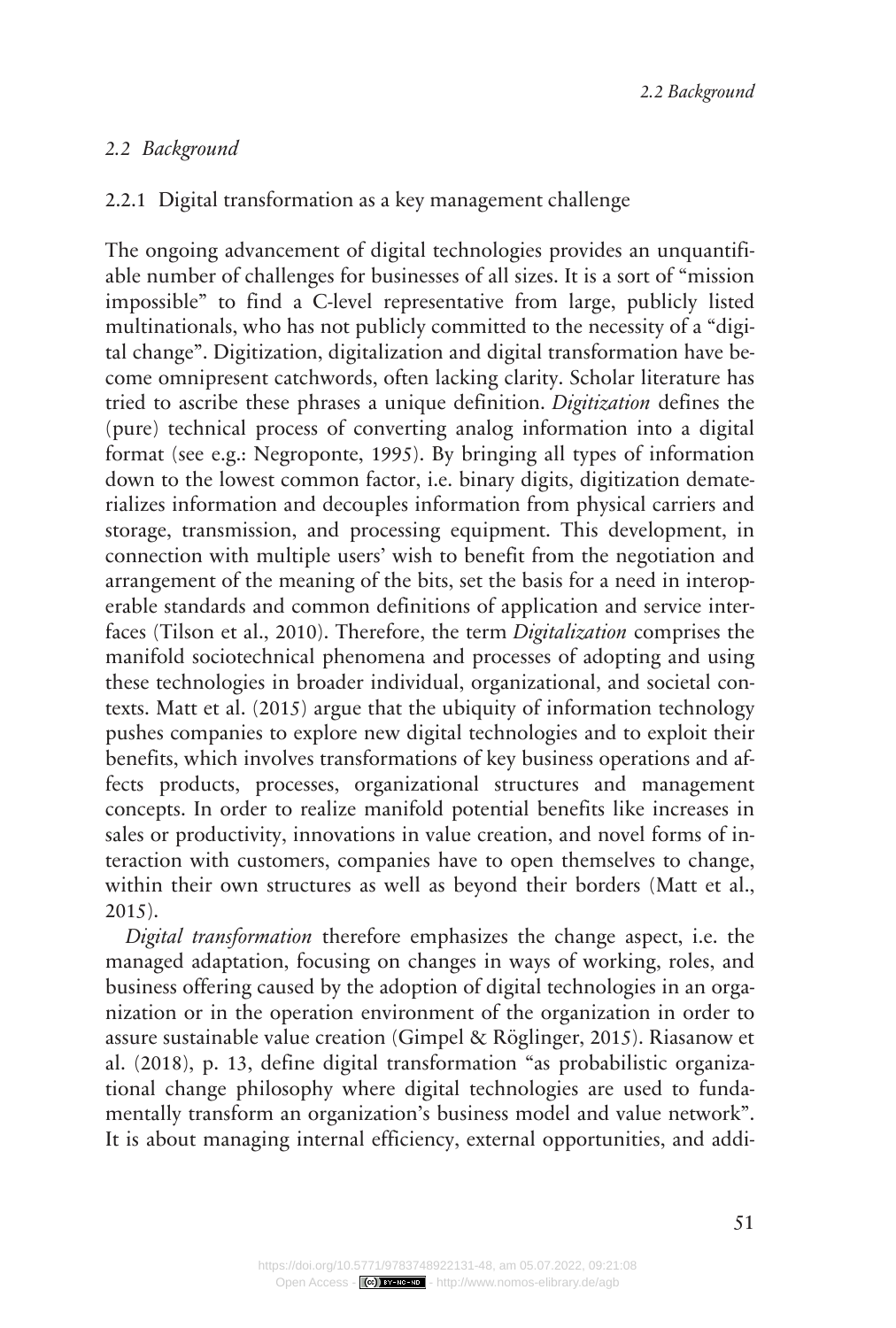## *2.2 Background*

### 2.2.1 Digital transformation as a key management challenge

The ongoing advancement of digital technologies provides an unquantifiable number of challenges for businesses of all sizes. It is a sort of "mission impossible" to find a C-level representative from large, publicly listed multinationals, who has not publicly committed to the necessity of a "digital change". Digitization, digitalization and digital transformation have become omnipresent catchwords, often lacking clarity. Scholar literature has tried to ascribe these phrases a unique definition. *Digitization* defines the (pure) technical process of converting analog information into a digital format (see e.g.: Negroponte, 1995). By bringing all types of information down to the lowest common factor, i.e. binary digits, digitization dematerializes information and decouples information from physical carriers and storage, transmission, and processing equipment. This development, in connection with multiple users' wish to benefit from the negotiation and arrangement of the meaning of the bits, set the basis for a need in interoperable standards and common definitions of application and service interfaces (Tilson et al., 2010). Therefore, the term *Digitalization* comprises the manifold sociotechnical phenomena and processes of adopting and using these technologies in broader individual, organizational, and societal contexts. Matt et al. (2015) argue that the ubiquity of information technology pushes companies to explore new digital technologies and to exploit their benefits, which involves transformations of key business operations and affects products, processes, organizational structures and management concepts. In order to realize manifold potential benefits like increases in sales or productivity, innovations in value creation, and novel forms of interaction with customers, companies have to open themselves to change, within their own structures as well as beyond their borders (Matt et al., 2015).

*Digital transformation* therefore emphasizes the change aspect, i.e. the managed adaptation, focusing on changes in ways of working, roles, and business offering caused by the adoption of digital technologies in an organization or in the operation environment of the organization in order to assure sustainable value creation (Gimpel & Röglinger, 2015). Riasanow et al. (2018), p. 13, define digital transformation "as probabilistic organizational change philosophy where digital technologies are used to fundamentally transform an organization's business model and value network". It is about managing internal efficiency, external opportunities, and addi-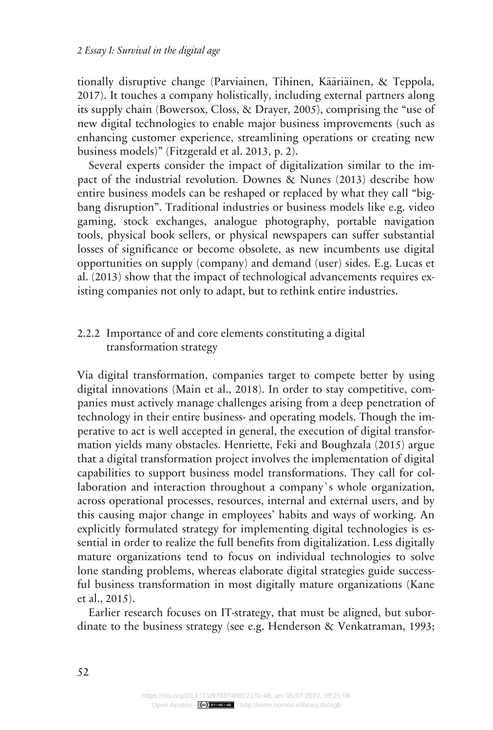tionally disruptive change (Parviainen, Tihinen, Kääriäinen, & Teppola, 2017). It touches a company holistically, including external partners along its supply chain (Bowersox, Closs, & Drayer, 2005), comprising the "use of new digital technologies to enable major business improvements (such as enhancing customer experience, streamlining operations or creating new business models)" (Fitzgerald et al. 2013, p. 2).

Several experts consider the impact of digitalization similar to the impact of the industrial revolution. Downes & Nunes (2013) describe how entire business models can be reshaped or replaced by what they call "big-bang disruption". Traditional industries or business models like e.g. video gaming, stock exchanges, analogue photography, portable navigation tools, physical book sellers, or physical newspapers can suffer substantial losses of significance or become obsolete, as new incumbents use digital opportunities on supply (company) and demand (user) sides. E.g. Lucas et al. (2013) show that the impact of technological advancements requires existing companies not only to adapt, but to rethink entire industries.

### 2.2.2 Importance of and core elements constituting a digital transformation strategy

Via digital transformation, companies target to compete better by using digital innovations (Main et al., 2018). In order to stay competitive, companies must actively manage challenges arising from a deep penetration of technology in their entire business- and operating models. Though the imperative to act is well accepted in general, the execution of digital transformation yields many obstacles. Henriette, Feki and Boughzala (2015) argue that a digital transformation project involves the implementation of digital capabilities to support business model transformations. They call for collaboration and interaction throughout a company`s whole organization, across operational processes, resources, internal and external users, and by this causing major change in employees' habits and ways of working. An explicitly formulated strategy for implementing digital technologies is essential in order to realize the full benefits from digitalization. Less digitally mature organizations tend to focus on individual technologies to solve lone standing problems, whereas elaborate digital strategies guide successful business transformation in most digitally mature organizations (Kane et al., 2015).

Earlier research focuses on IT-strategy, that must be aligned, but subordinate to the business strategy (see e.g. Henderson & Venkatraman, 1993;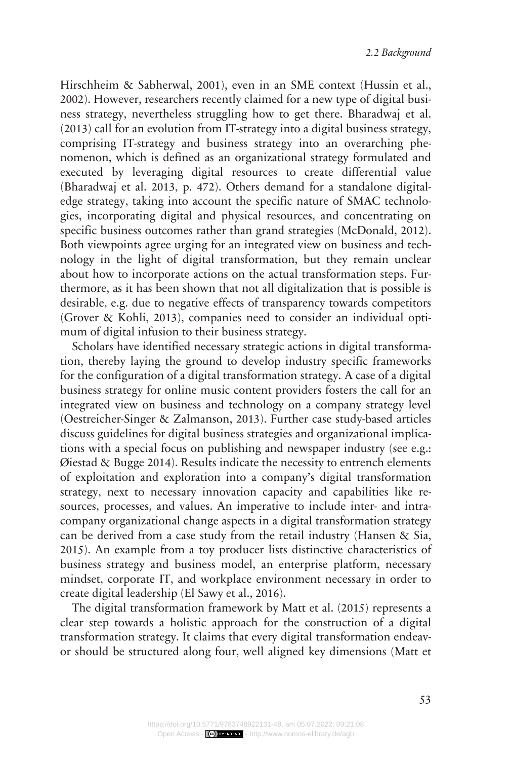Hirschheim & Sabherwal, 2001), even in an SME context (Hussin et al., 2002). However, researchers recently claimed for a new type of digital business strategy, nevertheless struggling how to get there. Bharadwaj et al. (2013) call for an evolution from IT-strategy into a digital business strategy, comprising IT-strategy and business strategy into an overarching phenomenon, which is defined as an organizational strategy formulated and executed by leveraging digital resources to create differential value (Bharadwaj et al. 2013, p. 472). Others demand for a standalone digital-edge strategy, taking into account the specific nature of SMAC technologies, incorporating digital and physical resources, and concentrating on specific business outcomes rather than grand strategies (McDonald, 2012). Both viewpoints agree urging for an integrated view on business and technology in the light of digital transformation, but they remain unclear about how to incorporate actions on the actual transformation steps. Furthermore, as it has been shown that not all digitalization that is possible is desirable, e.g. due to negative effects of transparency towards competitors (Grover & Kohli, 2013), companies need to consider an individual optimum of digital infusion to their business strategy.

Scholars have identified necessary strategic actions in digital transformation, thereby laying the ground to develop industry specific frameworks for the configuration of a digital transformation strategy. A case of a digital business strategy for online music content providers fosters the call for an integrated view on business and technology on a company strategy level (Oestreicher-Singer & Zalmanson, 2013). Further case study-based articles discuss guidelines for digital business strategies and organizational implications with a special focus on publishing and newspaper industry (see e.g.: Øiestad & Bugge 2014). Results indicate the necessity to entrench elements of exploitation and exploration into a company's digital transformation strategy, next to necessary innovation capacity and capabilities like resources, processes, and values. An imperative to include inter- and intra-company organizational change aspects in a digital transformation strategy can be derived from a case study from the retail industry (Hansen & Sia, 2015). An example from a toy producer lists distinctive characteristics of business strategy and business model, an enterprise platform, necessary mindset, corporate IT, and workplace environment necessary in order to create digital leadership (El Sawy et al., 2016).

The digital transformation framework by Matt et al. (2015) represents a clear step towards a holistic approach for the construction of a digital transformation strategy. It claims that every digital transformation endeavor should be structured along four, well aligned key dimensions (Matt et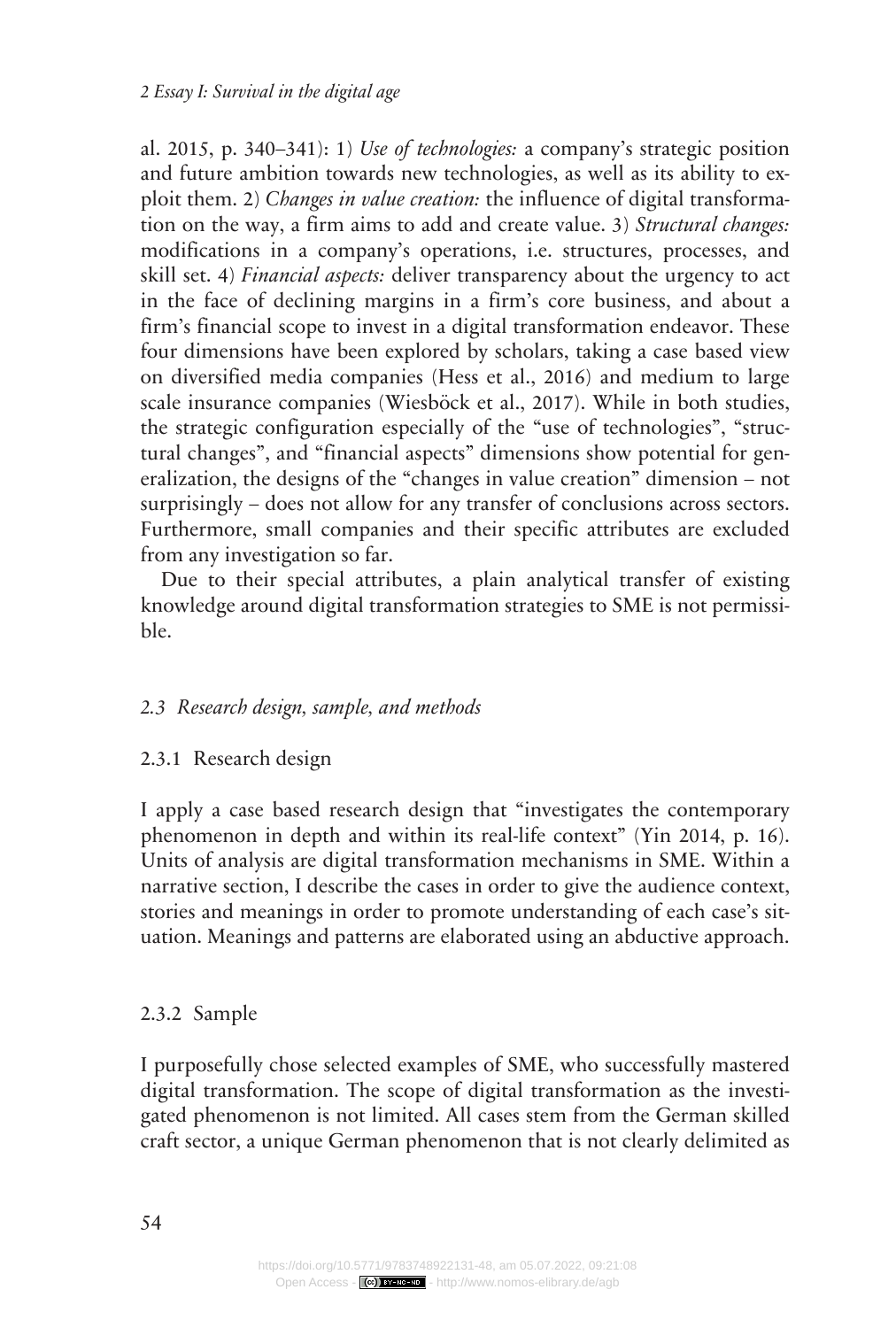al. 2015, p. 340–341): 1) *Use of technologies:* a company's strategic position and future ambition towards new technologies, as well as its ability to exploit them. 2) *Changes in value creation:* the influence of digital transformation on the way, a firm aims to add and create value. 3) *Structural changes:* modifications in a company's operations, i.e. structures, processes, and skill set. 4) *Financial aspects:* deliver transparency about the urgency to act in the face of declining margins in a firm's core business, and about a firm's financial scope to invest in a digital transformation endeavor. These four dimensions have been explored by scholars, taking a case based view on diversified media companies (Hess et al., 2016) and medium to large scale insurance companies (Wiesböck et al., 2017). While in both studies, the strategic configuration especially of the "use of technologies", "structural changes", and "financial aspects" dimensions show potential for generalization, the designs of the "changes in value creation" dimension – not surprisingly – does not allow for any transfer of conclusions across sectors. Furthermore, small companies and their specific attributes are excluded from any investigation so far.

Due to their special attributes, a plain analytical transfer of existing knowledge around digital transformation strategies to SME is not permissible.

## *2.3 Research design, sample, and methods*

### 2.3.1 Research design

I apply a case based research design that "investigates the contemporary phenomenon in depth and within its real-life context" (Yin 2014, p. 16). Units of analysis are digital transformation mechanisms in SME. Within a narrative section, I describe the cases in order to give the audience context, stories and meanings in order to promote understanding of each case's situation. Meanings and patterns are elaborated using an abductive approach.

### 2.3.2 Sample

I purposefully chose selected examples of SME, who successfully mastered digital transformation. The scope of digital transformation as the investigated phenomenon is not limited. All cases stem from the German skilled craft sector, a unique German phenomenon that is not clearly delimited as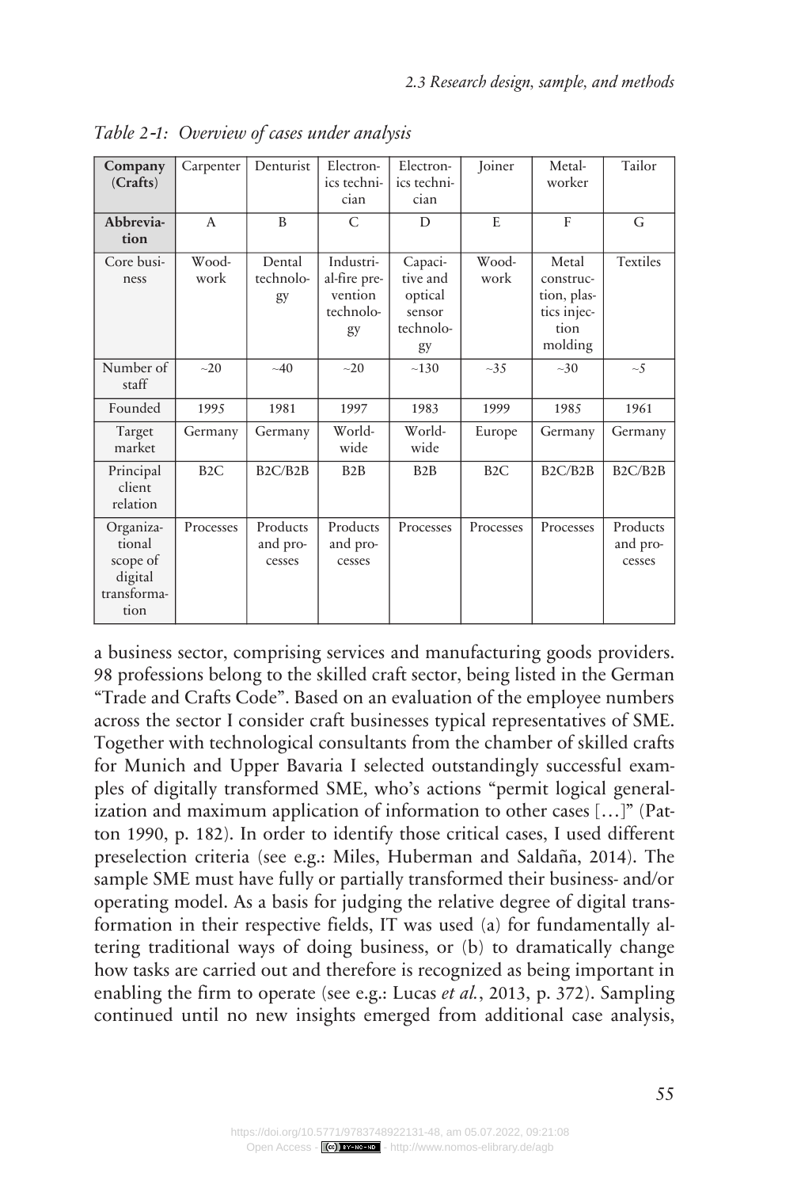*Table 2-1: Overview of cases under analysis*

| **Company (Crafts)** | Carpenter | Denturist | Electronics technician | Electronics technician | Joiner | Metalworker | Tailor |
|---|---|---|---|---|---|---|---|
| **Abbreviation** | A | B | C | D | E | F | G |
| Core business | Woodwork | Dental technology | Industrial-fire prevention technology | Capacitive and optical sensor technology | Woodwork | Metal construction, plastics injection molding | Textiles |
| Number of staff | ~20 | ~40 | ~20 | ~130 | ~35 | ~30 | ~5 |
| Founded | 1995 | 1981 | 1997 | 1983 | 1999 | 1985 | 1961 |
| Target market | Germany | Germany | Worldwide | Worldwide | Europe | Germany | Germany |
| Principal client relation | B2C | B2C/B2B | B2B | B2B | B2C | B2C/B2B | B2C/B2B |
| Organizational scope of digital transformation | Processes | Products and processes | Products and processes | Processes | Processes | Processes | Products and processes |

a business sector, comprising services and manufacturing goods providers. 98 professions belong to the skilled craft sector, being listed in the German "Trade and Crafts Code". Based on an evaluation of the employee numbers across the sector I consider craft businesses typical representatives of SME. Together with technological consultants from the chamber of skilled crafts for Munich and Upper Bavaria I selected outstandingly successful examples of digitally transformed SME, who's actions "permit logical generalization and maximum application of information to other cases […]" (Patton 1990, p. 182). In order to identify those critical cases, I used different preselection criteria (see e.g.: Miles, Huberman and Saldaña, 2014). The sample SME must have fully or partially transformed their business- and/or operating model. As a basis for judging the relative degree of digital transformation in their respective fields, IT was used (a) for fundamentally altering traditional ways of doing business, or (b) to dramatically change how tasks are carried out and therefore is recognized as being important in enabling the firm to operate (see e.g.: Lucas *et al.*, 2013, p. 372). Sampling continued until no new insights emerged from additional case analysis,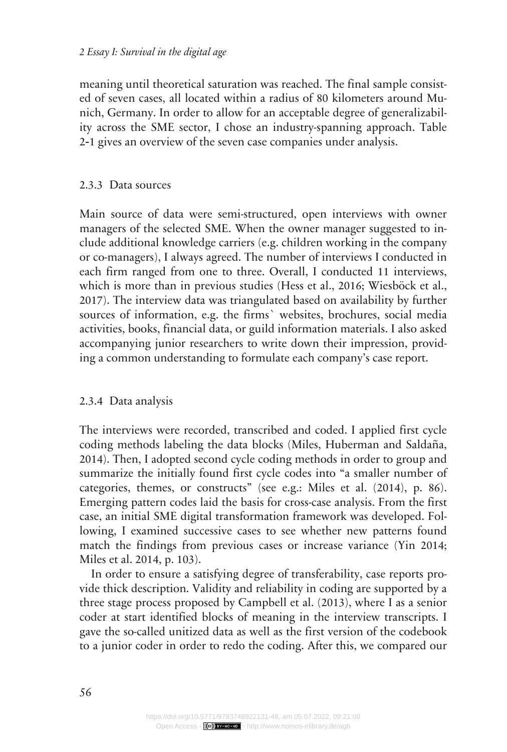meaning until theoretical saturation was reached. The final sample consisted of seven cases, all located within a radius of 80 kilometers around Munich, Germany. In order to allow for an acceptable degree of generalizability across the SME sector, I chose an industry-spanning approach. Table 2-1 gives an overview of the seven case companies under analysis.

### 2.3.3 Data sources

Main source of data were semi-structured, open interviews with owner managers of the selected SME. When the owner manager suggested to include additional knowledge carriers (e.g. children working in the company or co-managers), I always agreed. The number of interviews I conducted in each firm ranged from one to three. Overall, I conducted 11 interviews, which is more than in previous studies (Hess et al., 2016; Wiesböck et al., 2017). The interview data was triangulated based on availability by further sources of information, e.g. the firms` websites, brochures, social media activities, books, financial data, or guild information materials. I also asked accompanying junior researchers to write down their impression, providing a common understanding to formulate each company's case report.

### 2.3.4 Data analysis

The interviews were recorded, transcribed and coded. I applied first cycle coding methods labeling the data blocks (Miles, Huberman and Saldaña, 2014). Then, I adopted second cycle coding methods in order to group and summarize the initially found first cycle codes into "a smaller number of categories, themes, or constructs" (see e.g.: Miles et al. (2014), p. 86). Emerging pattern codes laid the basis for cross-case analysis. From the first case, an initial SME digital transformation framework was developed. Following, I examined successive cases to see whether new patterns found match the findings from previous cases or increase variance (Yin 2014; Miles et al. 2014, p. 103).

In order to ensure a satisfying degree of transferability, case reports provide thick description. Validity and reliability in coding are supported by a three stage process proposed by Campbell et al. (2013), where I as a senior coder at start identified blocks of meaning in the interview transcripts. I gave the so-called unitized data as well as the first version of the codebook to a junior coder in order to redo the coding. After this, we compared our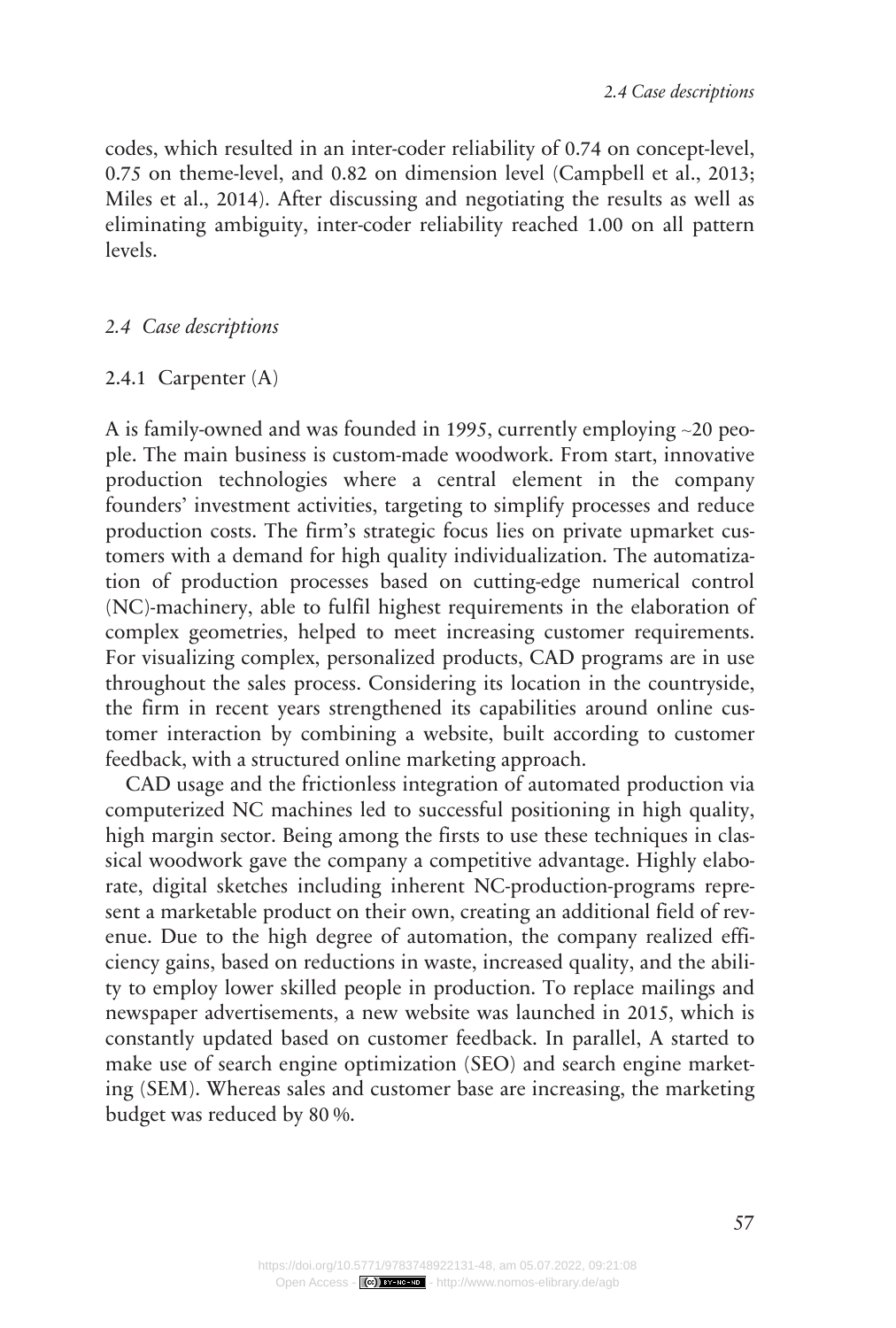codes, which resulted in an inter-coder reliability of 0.74 on concept-level, 0.75 on theme-level, and 0.82 on dimension level (Campbell et al., 2013; Miles et al., 2014). After discussing and negotiating the results as well as eliminating ambiguity, inter-coder reliability reached 1.00 on all pattern levels.

## *2.4 Case descriptions*

### 2.4.1 Carpenter (A)

A is family-owned and was founded in 1995, currently employing ~20 people. The main business is custom-made woodwork. From start, innovative production technologies where a central element in the company founders' investment activities, targeting to simplify processes and reduce production costs. The firm's strategic focus lies on private upmarket customers with a demand for high quality individualization. The automatization of production processes based on cutting-edge numerical control (NC)-machinery, able to fulfil highest requirements in the elaboration of complex geometries, helped to meet increasing customer requirements. For visualizing complex, personalized products, CAD programs are in use throughout the sales process. Considering its location in the countryside, the firm in recent years strengthened its capabilities around online customer interaction by combining a website, built according to customer feedback, with a structured online marketing approach.

CAD usage and the frictionless integration of automated production via computerized NC machines led to successful positioning in high quality, high margin sector. Being among the firsts to use these techniques in classical woodwork gave the company a competitive advantage. Highly elaborate, digital sketches including inherent NC-production-programs represent a marketable product on their own, creating an additional field of revenue. Due to the high degree of automation, the company realized efficiency gains, based on reductions in waste, increased quality, and the ability to employ lower skilled people in production. To replace mailings and newspaper advertisements, a new website was launched in 2015, which is constantly updated based on customer feedback. In parallel, A started to make use of search engine optimization (SEO) and search engine marketing (SEM). Whereas sales and customer base are increasing, the marketing budget was reduced by 80 %.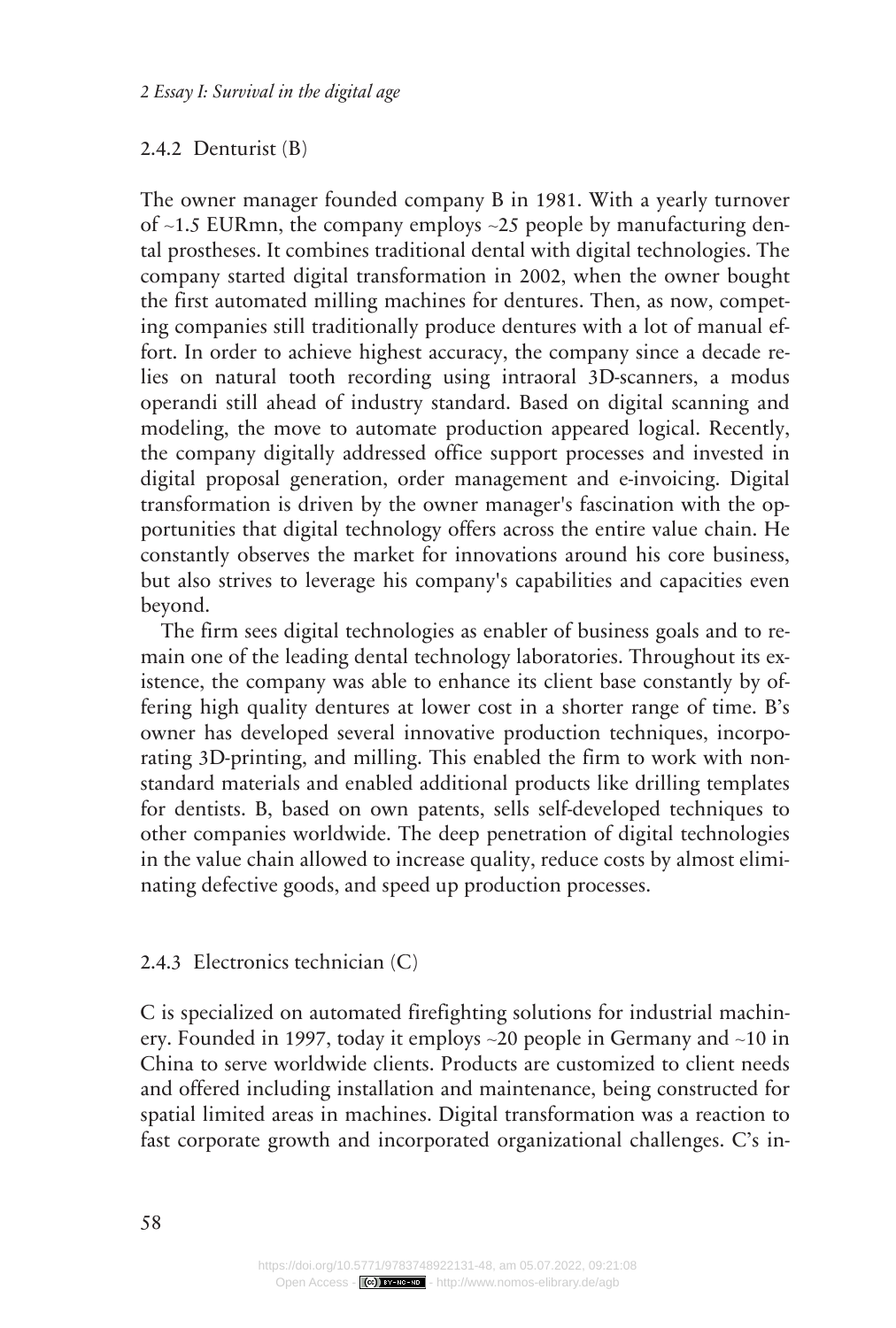### 2.4.2 Denturist (B)

The owner manager founded company B in 1981. With a yearly turnover of ~1.5 EURmn, the company employs ~25 people by manufacturing dental prostheses. It combines traditional dental with digital technologies. The company started digital transformation in 2002, when the owner bought the first automated milling machines for dentures. Then, as now, competing companies still traditionally produce dentures with a lot of manual effort. In order to achieve highest accuracy, the company since a decade relies on natural tooth recording using intraoral 3D-scanners, a modus operandi still ahead of industry standard. Based on digital scanning and modeling, the move to automate production appeared logical. Recently, the company digitally addressed office support processes and invested in digital proposal generation, order management and e-invoicing. Digital transformation is driven by the owner manager's fascination with the opportunities that digital technology offers across the entire value chain. He constantly observes the market for innovations around his core business, but also strives to leverage his company's capabilities and capacities even beyond.

The firm sees digital technologies as enabler of business goals and to remain one of the leading dental technology laboratories. Throughout its existence, the company was able to enhance its client base constantly by offering high quality dentures at lower cost in a shorter range of time. B's owner has developed several innovative production techniques, incorporating 3D-printing, and milling. This enabled the firm to work with non-standard materials and enabled additional products like drilling templates for dentists. B, based on own patents, sells self-developed techniques to other companies worldwide. The deep penetration of digital technologies in the value chain allowed to increase quality, reduce costs by almost eliminating defective goods, and speed up production processes.

### 2.4.3 Electronics technician (C)

C is specialized on automated firefighting solutions for industrial machinery. Founded in 1997, today it employs ~20 people in Germany and ~10 in China to serve worldwide clients. Products are customized to client needs and offered including installation and maintenance, being constructed for spatial limited areas in machines. Digital transformation was a reaction to fast corporate growth and incorporated organizational challenges. C's in-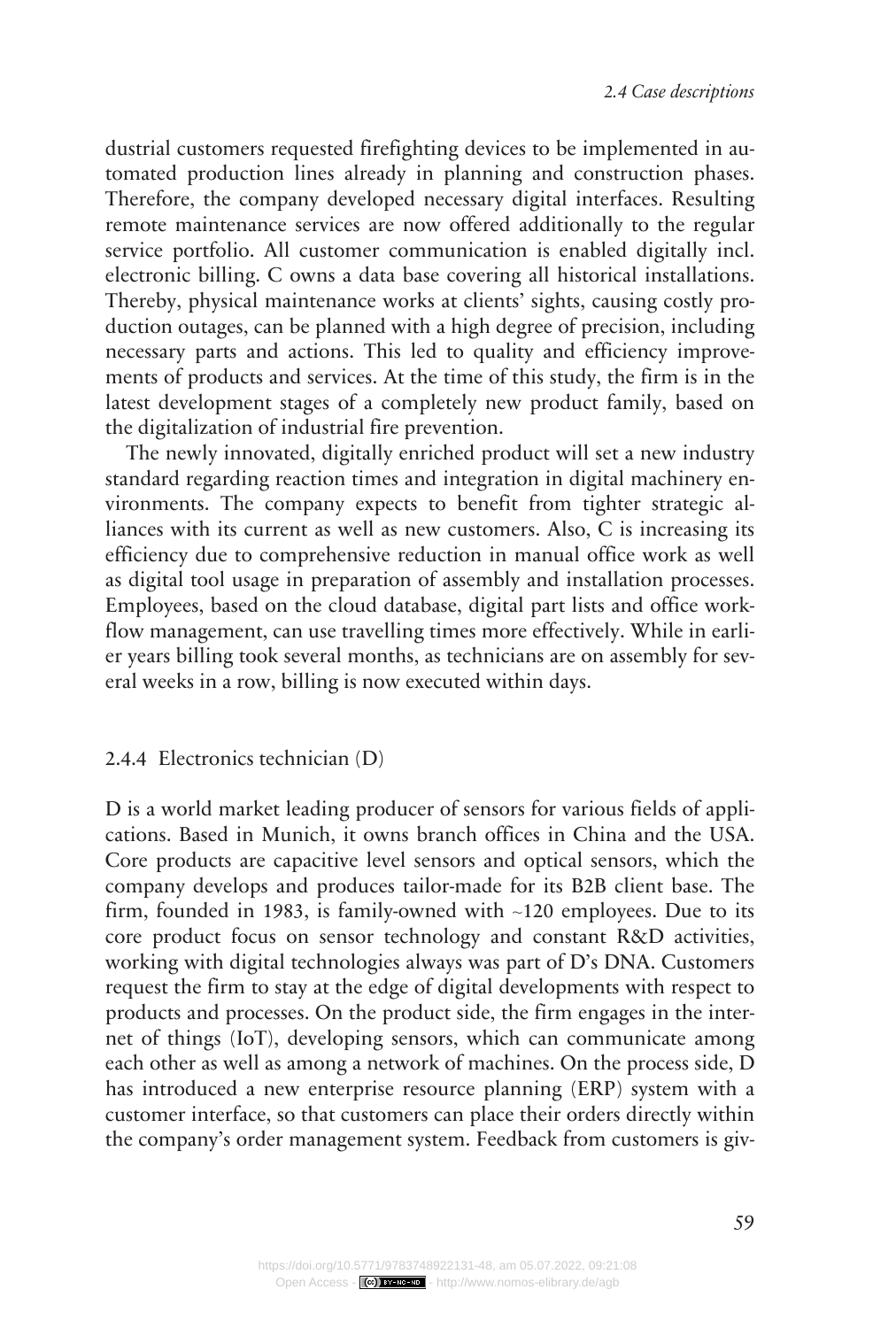dustrial customers requested firefighting devices to be implemented in automated production lines already in planning and construction phases. Therefore, the company developed necessary digital interfaces. Resulting remote maintenance services are now offered additionally to the regular service portfolio. All customer communication is enabled digitally incl. electronic billing. C owns a data base covering all historical installations. Thereby, physical maintenance works at clients' sights, causing costly production outages, can be planned with a high degree of precision, including necessary parts and actions. This led to quality and efficiency improvements of products and services. At the time of this study, the firm is in the latest development stages of a completely new product family, based on the digitalization of industrial fire prevention.

The newly innovated, digitally enriched product will set a new industry standard regarding reaction times and integration in digital machinery environments. The company expects to benefit from tighter strategic alliances with its current as well as new customers. Also, C is increasing its efficiency due to comprehensive reduction in manual office work as well as digital tool usage in preparation of assembly and installation processes. Employees, based on the cloud database, digital part lists and office workflow management, can use travelling times more effectively. While in earlier years billing took several months, as technicians are on assembly for several weeks in a row, billing is now executed within days.

### 2.4.4 Electronics technician (D)

D is a world market leading producer of sensors for various fields of applications. Based in Munich, it owns branch offices in China and the USA. Core products are capacitive level sensors and optical sensors, which the company develops and produces tailor-made for its B2B client base. The firm, founded in 1983, is family-owned with ~120 employees. Due to its core product focus on sensor technology and constant R&D activities, working with digital technologies always was part of D's DNA. Customers request the firm to stay at the edge of digital developments with respect to products and processes. On the product side, the firm engages in the internet of things (IoT), developing sensors, which can communicate among each other as well as among a network of machines. On the process side, D has introduced a new enterprise resource planning (ERP) system with a customer interface, so that customers can place their orders directly within the company's order management system. Feedback from customers is giv-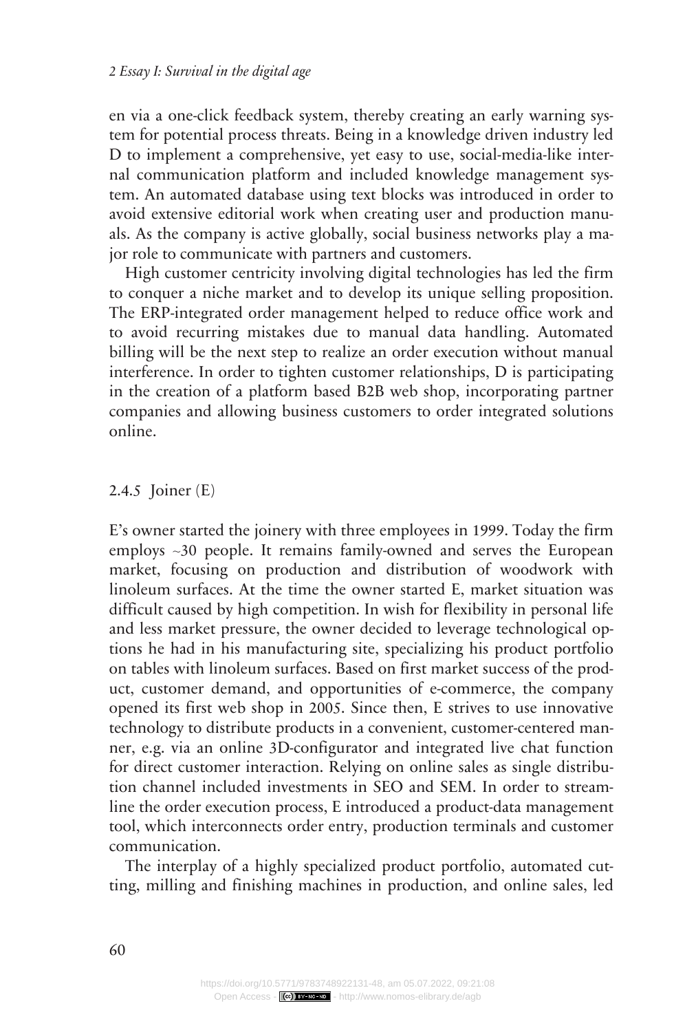en via a one-click feedback system, thereby creating an early warning system for potential process threats. Being in a knowledge driven industry led D to implement a comprehensive, yet easy to use, social-media-like internal communication platform and included knowledge management system. An automated database using text blocks was introduced in order to avoid extensive editorial work when creating user and production manuals. As the company is active globally, social business networks play a major role to communicate with partners and customers.

High customer centricity involving digital technologies has led the firm to conquer a niche market and to develop its unique selling proposition. The ERP-integrated order management helped to reduce office work and to avoid recurring mistakes due to manual data handling. Automated billing will be the next step to realize an order execution without manual interference. In order to tighten customer relationships, D is participating in the creation of a platform based B2B web shop, incorporating partner companies and allowing business customers to order integrated solutions online.

### 2.4.5 Joiner (E)

E's owner started the joinery with three employees in 1999. Today the firm employs ~30 people. It remains family-owned and serves the European market, focusing on production and distribution of woodwork with linoleum surfaces. At the time the owner started E, market situation was difficult caused by high competition. In wish for flexibility in personal life and less market pressure, the owner decided to leverage technological options he had in his manufacturing site, specializing his product portfolio on tables with linoleum surfaces. Based on first market success of the product, customer demand, and opportunities of e-commerce, the company opened its first web shop in 2005. Since then, E strives to use innovative technology to distribute products in a convenient, customer-centered manner, e.g. via an online 3D-configurator and integrated live chat function for direct customer interaction. Relying on online sales as single distribution channel included investments in SEO and SEM. In order to streamline the order execution process, E introduced a product-data management tool, which interconnects order entry, production terminals and customer communication.

The interplay of a highly specialized product portfolio, automated cutting, milling and finishing machines in production, and online sales, led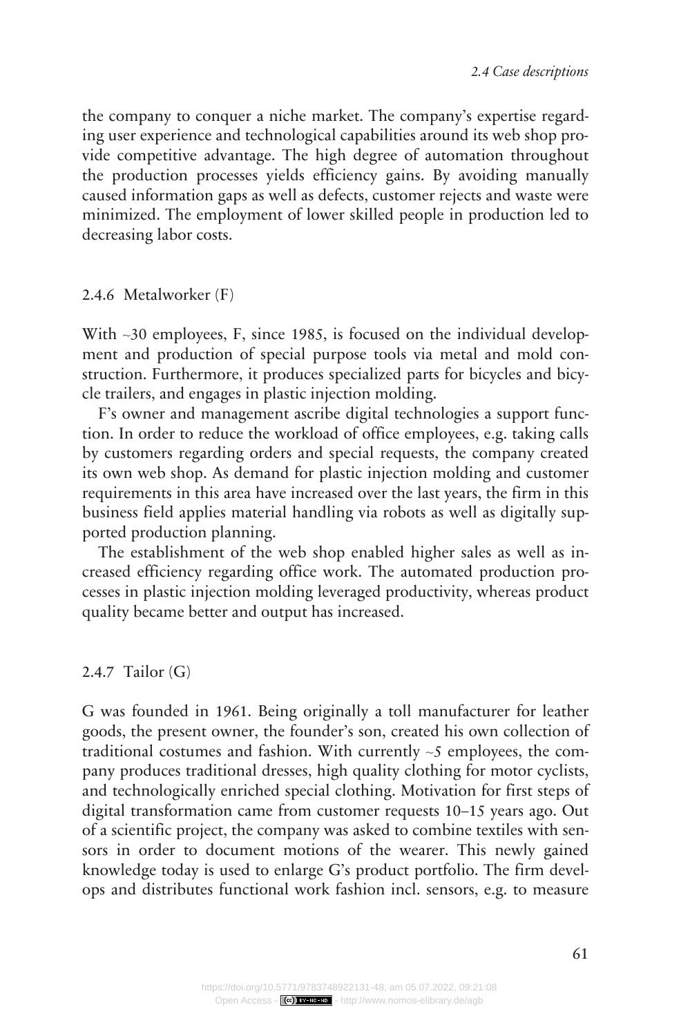the company to conquer a niche market. The company's expertise regarding user experience and technological capabilities around its web shop provide competitive advantage. The high degree of automation throughout the production processes yields efficiency gains. By avoiding manually caused information gaps as well as defects, customer rejects and waste were minimized. The employment of lower skilled people in production led to decreasing labor costs.

### 2.4.6 Metalworker (F)

With ~30 employees, F, since 1985, is focused on the individual development and production of special purpose tools via metal and mold construction. Furthermore, it produces specialized parts for bicycles and bicycle trailers, and engages in plastic injection molding.

F's owner and management ascribe digital technologies a support function. In order to reduce the workload of office employees, e.g. taking calls by customers regarding orders and special requests, the company created its own web shop. As demand for plastic injection molding and customer requirements in this area have increased over the last years, the firm in this business field applies material handling via robots as well as digitally supported production planning.

The establishment of the web shop enabled higher sales as well as increased efficiency regarding office work. The automated production processes in plastic injection molding leveraged productivity, whereas product quality became better and output has increased.

### 2.4.7 Tailor (G)

G was founded in 1961. Being originally a toll manufacturer for leather goods, the present owner, the founder's son, created his own collection of traditional costumes and fashion. With currently ~5 employees, the company produces traditional dresses, high quality clothing for motor cyclists, and technologically enriched special clothing. Motivation for first steps of digital transformation came from customer requests 10–15 years ago. Out of a scientific project, the company was asked to combine textiles with sensors in order to document motions of the wearer. This newly gained knowledge today is used to enlarge G's product portfolio. The firm develops and distributes functional work fashion incl. sensors, e.g. to measure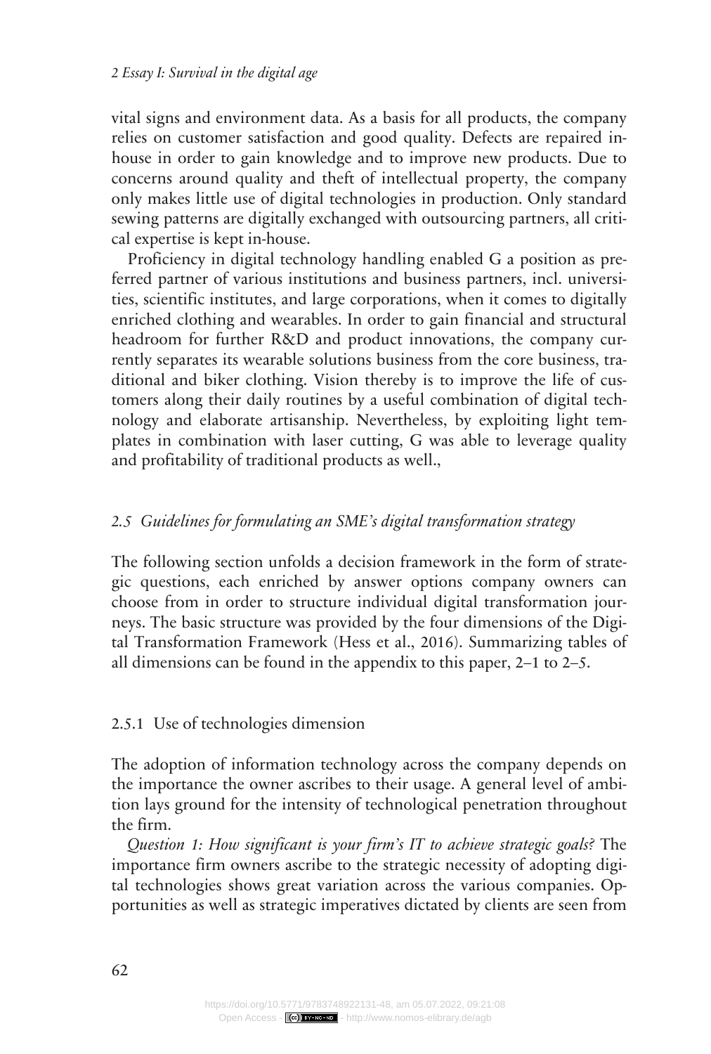vital signs and environment data. As a basis for all products, the company relies on customer satisfaction and good quality. Defects are repaired in-house in order to gain knowledge and to improve new products. Due to concerns around quality and theft of intellectual property, the company only makes little use of digital technologies in production. Only standard sewing patterns are digitally exchanged with outsourcing partners, all critical expertise is kept in-house.

Proficiency in digital technology handling enabled G a position as preferred partner of various institutions and business partners, incl. universities, scientific institutes, and large corporations, when it comes to digitally enriched clothing and wearables. In order to gain financial and structural headroom for further R&D and product innovations, the company currently separates its wearable solutions business from the core business, traditional and biker clothing. Vision thereby is to improve the life of customers along their daily routines by a useful combination of digital technology and elaborate artisanship. Nevertheless, by exploiting light templates in combination with laser cutting, G was able to leverage quality and profitability of traditional products as well.,

## *2.5 Guidelines for formulating an SME's digital transformation strategy*

The following section unfolds a decision framework in the form of strategic questions, each enriched by answer options company owners can choose from in order to structure individual digital transformation journeys. The basic structure was provided by the four dimensions of the Digital Transformation Framework (Hess et al., 2016). Summarizing tables of all dimensions can be found in the appendix to this paper, 2–1 to 2–5.

### 2.5.1 Use of technologies dimension

The adoption of information technology across the company depends on the importance the owner ascribes to their usage. A general level of ambition lays ground for the intensity of technological penetration throughout the firm.

*Question 1: How significant is your firm's IT to achieve strategic goals?* The importance firm owners ascribe to the strategic necessity of adopting digital technologies shows great variation across the various companies. Opportunities as well as strategic imperatives dictated by clients are seen from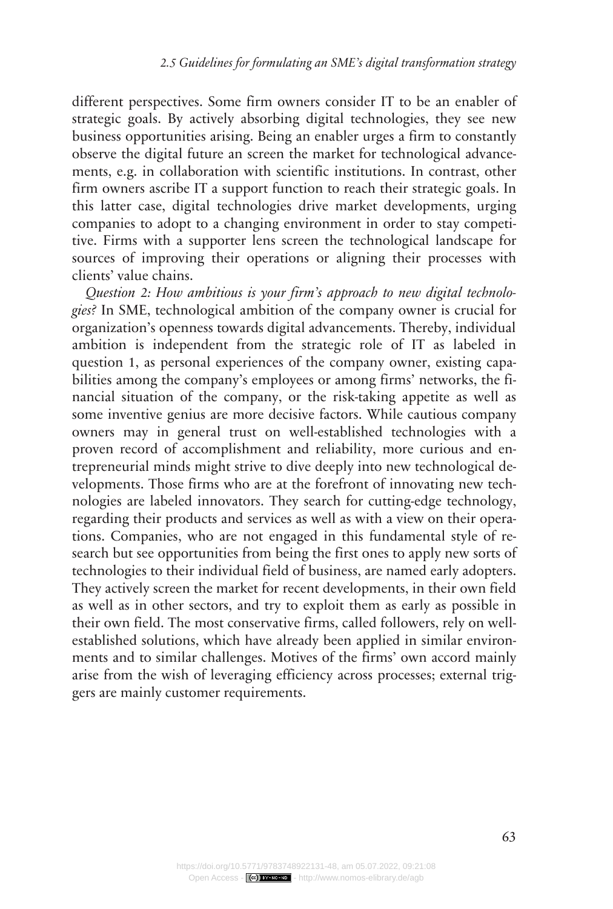different perspectives. Some firm owners consider IT to be an enabler of strategic goals. By actively absorbing digital technologies, they see new business opportunities arising. Being an enabler urges a firm to constantly observe the digital future an screen the market for technological advancements, e.g. in collaboration with scientific institutions. In contrast, other firm owners ascribe IT a support function to reach their strategic goals. In this latter case, digital technologies drive market developments, urging companies to adopt to a changing environment in order to stay competitive. Firms with a supporter lens screen the technological landscape for sources of improving their operations or aligning their processes with clients' value chains.

*Question 2: How ambitious is your firm's approach to new digital technologies?* In SME, technological ambition of the company owner is crucial for organization's openness towards digital advancements. Thereby, individual ambition is independent from the strategic role of IT as labeled in question 1, as personal experiences of the company owner, existing capabilities among the company's employees or among firms' networks, the financial situation of the company, or the risk-taking appetite as well as some inventive genius are more decisive factors. While cautious company owners may in general trust on well-established technologies with a proven record of accomplishment and reliability, more curious and entrepreneurial minds might strive to dive deeply into new technological developments. Those firms who are at the forefront of innovating new technologies are labeled innovators. They search for cutting-edge technology, regarding their products and services as well as with a view on their operations. Companies, who are not engaged in this fundamental style of research but see opportunities from being the first ones to apply new sorts of technologies to their individual field of business, are named early adopters. They actively screen the market for recent developments, in their own field as well as in other sectors, and try to exploit them as early as possible in their own field. The most conservative firms, called followers, rely on well-established solutions, which have already been applied in similar environments and to similar challenges. Motives of the firms' own accord mainly arise from the wish of leveraging efficiency across processes; external triggers are mainly customer requirements.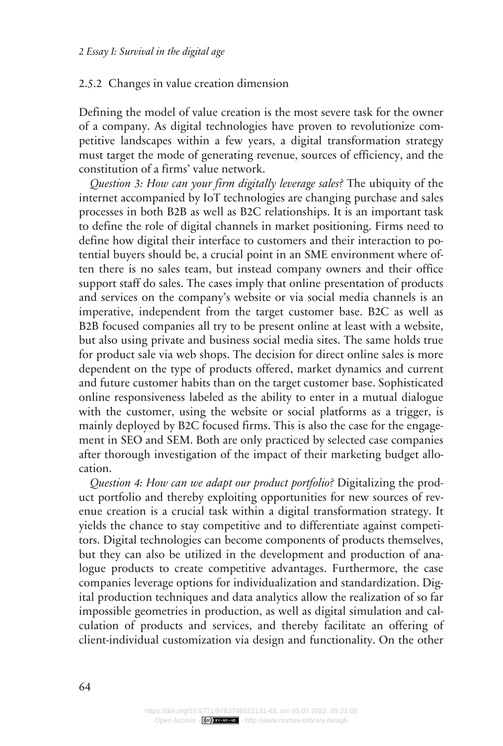### 2.5.2 Changes in value creation dimension

Defining the model of value creation is the most severe task for the owner of a company. As digital technologies have proven to revolutionize competitive landscapes within a few years, a digital transformation strategy must target the mode of generating revenue, sources of efficiency, and the constitution of a firms' value network.

*Question 3: How can your firm digitally leverage sales?* The ubiquity of the internet accompanied by IoT technologies are changing purchase and sales processes in both B2B as well as B2C relationships. It is an important task to define the role of digital channels in market positioning. Firms need to define how digital their interface to customers and their interaction to potential buyers should be, a crucial point in an SME environment where often there is no sales team, but instead company owners and their office support staff do sales. The cases imply that online presentation of products and services on the company's website or via social media channels is an imperative, independent from the target customer base. B2C as well as B2B focused companies all try to be present online at least with a website, but also using private and business social media sites. The same holds true for product sale via web shops. The decision for direct online sales is more dependent on the type of products offered, market dynamics and current and future customer habits than on the target customer base. Sophisticated online responsiveness labeled as the ability to enter in a mutual dialogue with the customer, using the website or social platforms as a trigger, is mainly deployed by B2C focused firms. This is also the case for the engagement in SEO and SEM. Both are only practiced by selected case companies after thorough investigation of the impact of their marketing budget allocation.

*Question 4: How can we adapt our product portfolio?* Digitalizing the product portfolio and thereby exploiting opportunities for new sources of revenue creation is a crucial task within a digital transformation strategy. It yields the chance to stay competitive and to differentiate against competitors. Digital technologies can become components of products themselves, but they can also be utilized in the development and production of analogue products to create competitive advantages. Furthermore, the case companies leverage options for individualization and standardization. Digital production techniques and data analytics allow the realization of so far impossible geometries in production, as well as digital simulation and calculation of products and services, and thereby facilitate an offering of client-individual customization via design and functionality. On the other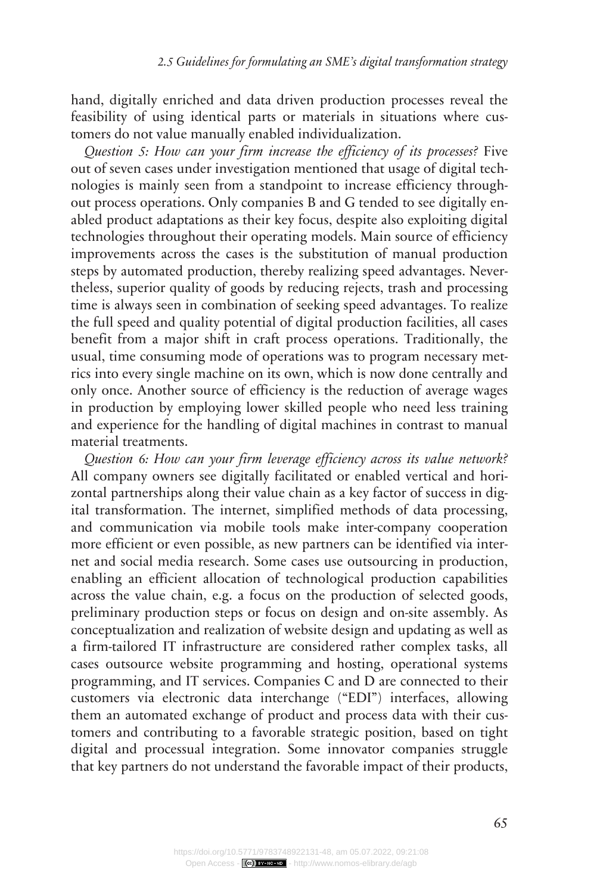hand, digitally enriched and data driven production processes reveal the feasibility of using identical parts or materials in situations where customers do not value manually enabled individualization.

*Question 5: How can your firm increase the efficiency of its processes?* Five out of seven cases under investigation mentioned that usage of digital technologies is mainly seen from a standpoint to increase efficiency throughout process operations. Only companies B and G tended to see digitally enabled product adaptations as their key focus, despite also exploiting digital technologies throughout their operating models. Main source of efficiency improvements across the cases is the substitution of manual production steps by automated production, thereby realizing speed advantages. Nevertheless, superior quality of goods by reducing rejects, trash and processing time is always seen in combination of seeking speed advantages. To realize the full speed and quality potential of digital production facilities, all cases benefit from a major shift in craft process operations. Traditionally, the usual, time consuming mode of operations was to program necessary metrics into every single machine on its own, which is now done centrally and only once. Another source of efficiency is the reduction of average wages in production by employing lower skilled people who need less training and experience for the handling of digital machines in contrast to manual material treatments.

*Question 6: How can your firm leverage efficiency across its value network?* All company owners see digitally facilitated or enabled vertical and horizontal partnerships along their value chain as a key factor of success in digital transformation. The internet, simplified methods of data processing, and communication via mobile tools make inter-company cooperation more efficient or even possible, as new partners can be identified via internet and social media research. Some cases use outsourcing in production, enabling an efficient allocation of technological production capabilities across the value chain, e.g. a focus on the production of selected goods, preliminary production steps or focus on design and on-site assembly. As conceptualization and realization of website design and updating as well as a firm-tailored IT infrastructure are considered rather complex tasks, all cases outsource website programming and hosting, operational systems programming, and IT services. Companies C and D are connected to their customers via electronic data interchange ("EDI") interfaces, allowing them an automated exchange of product and process data with their customers and contributing to a favorable strategic position, based on tight digital and processual integration. Some innovator companies struggle that key partners do not understand the favorable impact of their products,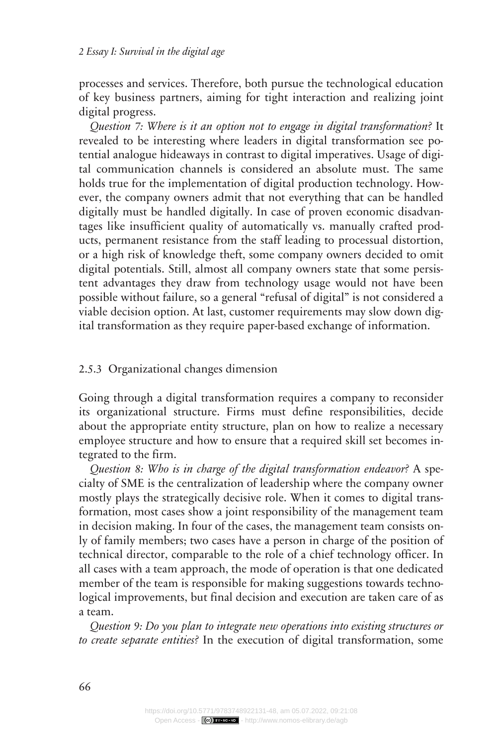processes and services. Therefore, both pursue the technological education of key business partners, aiming for tight interaction and realizing joint digital progress.

*Question 7: Where is it an option not to engage in digital transformation?* It revealed to be interesting where leaders in digital transformation see potential analogue hideaways in contrast to digital imperatives. Usage of digital communication channels is considered an absolute must. The same holds true for the implementation of digital production technology. However, the company owners admit that not everything that can be handled digitally must be handled digitally. In case of proven economic disadvantages like insufficient quality of automatically vs. manually crafted products, permanent resistance from the staff leading to processual distortion, or a high risk of knowledge theft, some company owners decided to omit digital potentials. Still, almost all company owners state that some persistent advantages they draw from technology usage would not have been possible without failure, so a general "refusal of digital" is not considered a viable decision option. At last, customer requirements may slow down digital transformation as they require paper-based exchange of information.

### 2.5.3 Organizational changes dimension

Going through a digital transformation requires a company to reconsider its organizational structure. Firms must define responsibilities, decide about the appropriate entity structure, plan on how to realize a necessary employee structure and how to ensure that a required skill set becomes integrated to the firm.

*Question 8: Who is in charge of the digital transformation endeavor?* A specialty of SME is the centralization of leadership where the company owner mostly plays the strategically decisive role. When it comes to digital transformation, most cases show a joint responsibility of the management team in decision making. In four of the cases, the management team consists only of family members; two cases have a person in charge of the position of technical director, comparable to the role of a chief technology officer. In all cases with a team approach, the mode of operation is that one dedicated member of the team is responsible for making suggestions towards technological improvements, but final decision and execution are taken care of as a team.

*Question 9: Do you plan to integrate new operations into existing structures or to create separate entities?* In the execution of digital transformation, some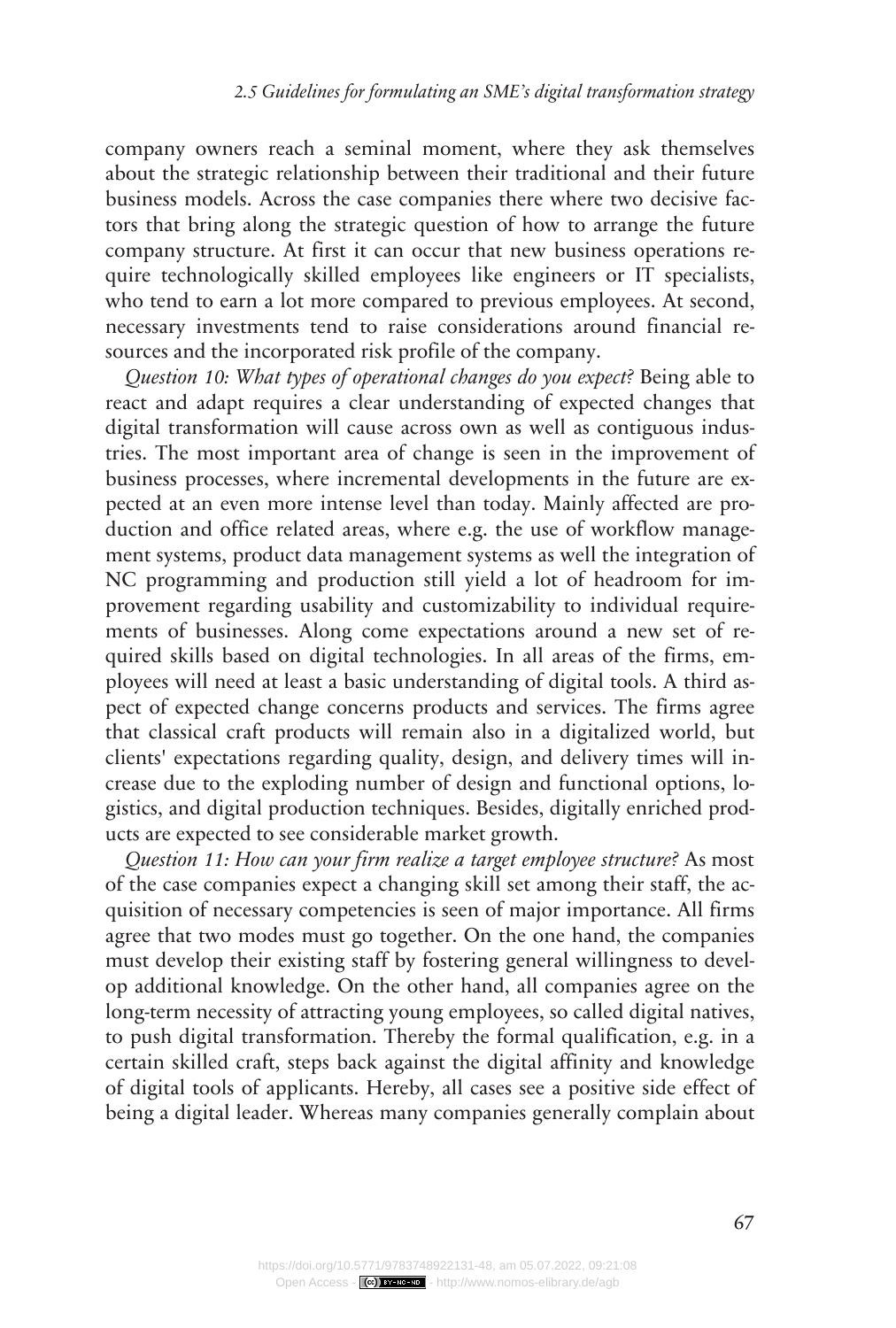company owners reach a seminal moment, where they ask themselves about the strategic relationship between their traditional and their future business models. Across the case companies there where two decisive factors that bring along the strategic question of how to arrange the future company structure. At first it can occur that new business operations require technologically skilled employees like engineers or IT specialists, who tend to earn a lot more compared to previous employees. At second, necessary investments tend to raise considerations around financial resources and the incorporated risk profile of the company.

*Question 10: What types of operational changes do you expect?* Being able to react and adapt requires a clear understanding of expected changes that digital transformation will cause across own as well as contiguous industries. The most important area of change is seen in the improvement of business processes, where incremental developments in the future are expected at an even more intense level than today. Mainly affected are production and office related areas, where e.g. the use of workflow management systems, product data management systems as well the integration of NC programming and production still yield a lot of headroom for improvement regarding usability and customizability to individual requirements of businesses. Along come expectations around a new set of required skills based on digital technologies. In all areas of the firms, employees will need at least a basic understanding of digital tools. A third aspect of expected change concerns products and services. The firms agree that classical craft products will remain also in a digitalized world, but clients' expectations regarding quality, design, and delivery times will increase due to the exploding number of design and functional options, logistics, and digital production techniques. Besides, digitally enriched products are expected to see considerable market growth.

*Question 11: How can your firm realize a target employee structure?* As most of the case companies expect a changing skill set among their staff, the acquisition of necessary competencies is seen of major importance. All firms agree that two modes must go together. On the one hand, the companies must develop their existing staff by fostering general willingness to develop additional knowledge. On the other hand, all companies agree on the long-term necessity of attracting young employees, so called digital natives, to push digital transformation. Thereby the formal qualification, e.g. in a certain skilled craft, steps back against the digital affinity and knowledge of digital tools of applicants. Hereby, all cases see a positive side effect of being a digital leader. Whereas many companies generally complain about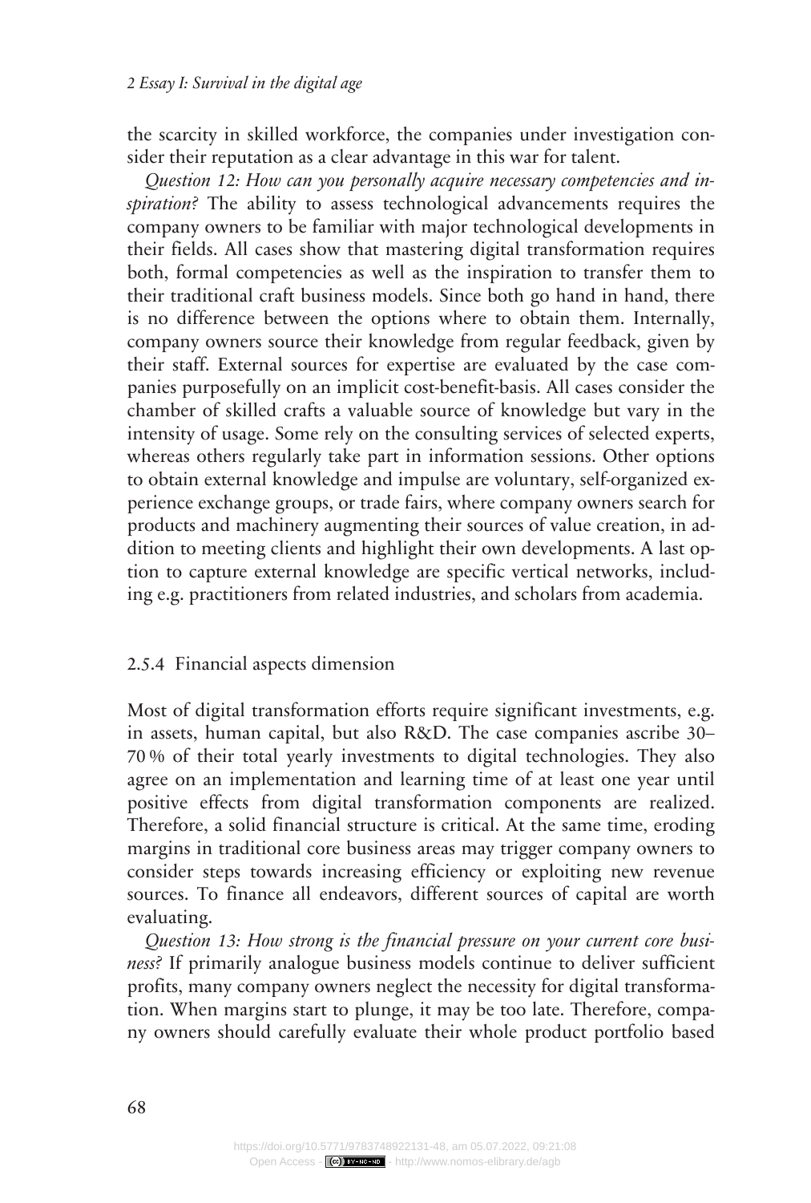the scarcity in skilled workforce, the companies under investigation consider their reputation as a clear advantage in this war for talent.

*Question 12: How can you personally acquire necessary competencies and inspiration?* The ability to assess technological advancements requires the company owners to be familiar with major technological developments in their fields. All cases show that mastering digital transformation requires both, formal competencies as well as the inspiration to transfer them to their traditional craft business models. Since both go hand in hand, there is no difference between the options where to obtain them. Internally, company owners source their knowledge from regular feedback, given by their staff. External sources for expertise are evaluated by the case companies purposefully on an implicit cost-benefit-basis. All cases consider the chamber of skilled crafts a valuable source of knowledge but vary in the intensity of usage. Some rely on the consulting services of selected experts, whereas others regularly take part in information sessions. Other options to obtain external knowledge and impulse are voluntary, self-organized experience exchange groups, or trade fairs, where company owners search for products and machinery augmenting their sources of value creation, in addition to meeting clients and highlight their own developments. A last option to capture external knowledge are specific vertical networks, including e.g. practitioners from related industries, and scholars from academia.

### 2.5.4 Financial aspects dimension

Most of digital transformation efforts require significant investments, e.g. in assets, human capital, but also R&D. The case companies ascribe 30–70 % of their total yearly investments to digital technologies. They also agree on an implementation and learning time of at least one year until positive effects from digital transformation components are realized. Therefore, a solid financial structure is critical. At the same time, eroding margins in traditional core business areas may trigger company owners to consider steps towards increasing efficiency or exploiting new revenue sources. To finance all endeavors, different sources of capital are worth evaluating.

*Question 13: How strong is the financial pressure on your current core business?* If primarily analogue business models continue to deliver sufficient profits, many company owners neglect the necessity for digital transformation. When margins start to plunge, it may be too late. Therefore, company owners should carefully evaluate their whole product portfolio based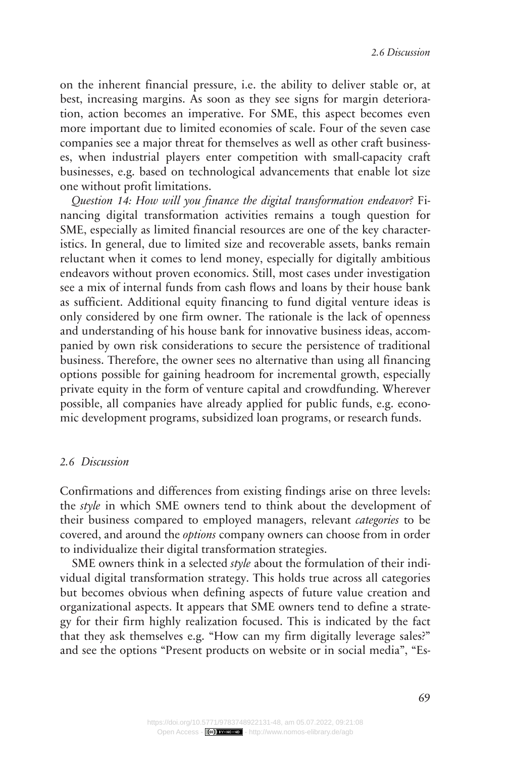on the inherent financial pressure, i.e. the ability to deliver stable or, at best, increasing margins. As soon as they see signs for margin deterioration, action becomes an imperative. For SME, this aspect becomes even more important due to limited economies of scale. Four of the seven case companies see a major threat for themselves as well as other craft businesses, when industrial players enter competition with small-capacity craft businesses, e.g. based on technological advancements that enable lot size one without profit limitations.

*Question 14: How will you finance the digital transformation endeavor?* Financing digital transformation activities remains a tough question for SME, especially as limited financial resources are one of the key characteristics. In general, due to limited size and recoverable assets, banks remain reluctant when it comes to lend money, especially for digitally ambitious endeavors without proven economics. Still, most cases under investigation see a mix of internal funds from cash flows and loans by their house bank as sufficient. Additional equity financing to fund digital venture ideas is only considered by one firm owner. The rationale is the lack of openness and understanding of his house bank for innovative business ideas, accompanied by own risk considerations to secure the persistence of traditional business. Therefore, the owner sees no alternative than using all financing options possible for gaining headroom for incremental growth, especially private equity in the form of venture capital and crowdfunding. Wherever possible, all companies have already applied for public funds, e.g. economic development programs, subsidized loan programs, or research funds.

## 2.6 Discussion

Confirmations and differences from existing findings arise on three levels: the *style* in which SME owners tend to think about the development of their business compared to employed managers, relevant *categories* to be covered, and around the *options* company owners can choose from in order to individualize their digital transformation strategies.

SME owners think in a selected *style* about the formulation of their individual digital transformation strategy. This holds true across all categories but becomes obvious when defining aspects of future value creation and organizational aspects. It appears that SME owners tend to define a strategy for their firm highly realization focused. This is indicated by the fact that they ask themselves e.g. "How can my firm digitally leverage sales?" and see the options "Present products on website or in social media", "Es-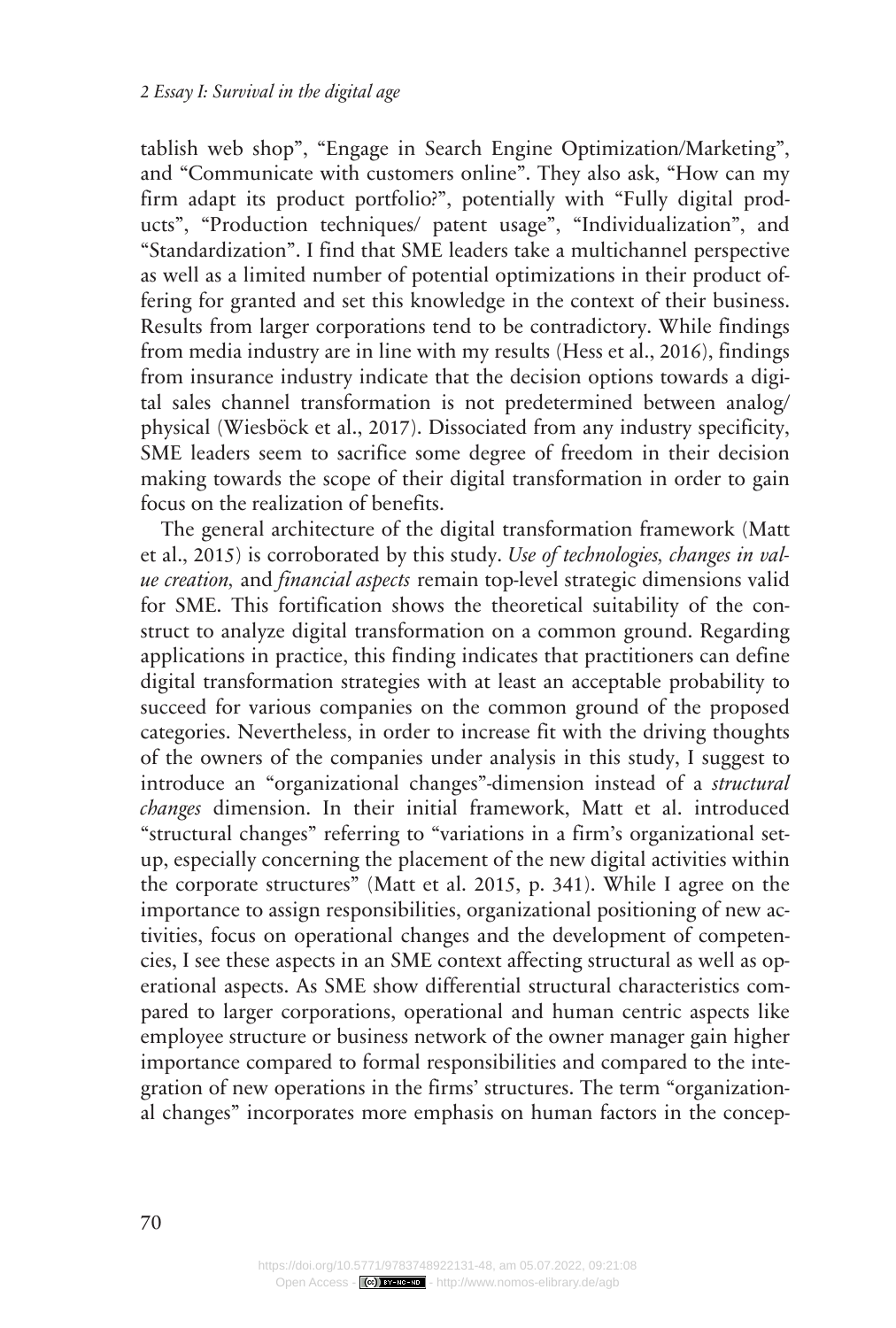tablish web shop", "Engage in Search Engine Optimization/Marketing", and "Communicate with customers online". They also ask, "How can my firm adapt its product portfolio?", potentially with "Fully digital products", "Production techniques/ patent usage", "Individualization", and "Standardization". I find that SME leaders take a multichannel perspective as well as a limited number of potential optimizations in their product offering for granted and set this knowledge in the context of their business. Results from larger corporations tend to be contradictory. While findings from media industry are in line with my results (Hess et al., 2016), findings from insurance industry indicate that the decision options towards a digital sales channel transformation is not predetermined between analog/ physical (Wiesböck et al., 2017). Dissociated from any industry specificity, SME leaders seem to sacrifice some degree of freedom in their decision making towards the scope of their digital transformation in order to gain focus on the realization of benefits.

The general architecture of the digital transformation framework (Matt et al., 2015) is corroborated by this study. *Use of technologies, changes in value creation,* and *financial aspects* remain top-level strategic dimensions valid for SME. This fortification shows the theoretical suitability of the construct to analyze digital transformation on a common ground. Regarding applications in practice, this finding indicates that practitioners can define digital transformation strategies with at least an acceptable probability to succeed for various companies on the common ground of the proposed categories. Nevertheless, in order to increase fit with the driving thoughts of the owners of the companies under analysis in this study, I suggest to introduce an "organizational changes"-dimension instead of a *structural changes* dimension. In their initial framework, Matt et al. introduced "structural changes" referring to "variations in a firm's organizational setup, especially concerning the placement of the new digital activities within the corporate structures" (Matt et al. 2015, p. 341). While I agree on the importance to assign responsibilities, organizational positioning of new activities, focus on operational changes and the development of competencies, I see these aspects in an SME context affecting structural as well as operational aspects. As SME show differential structural characteristics compared to larger corporations, operational and human centric aspects like employee structure or business network of the owner manager gain higher importance compared to formal responsibilities and compared to the integration of new operations in the firms' structures. The term "organizational changes" incorporates more emphasis on human factors in the concep-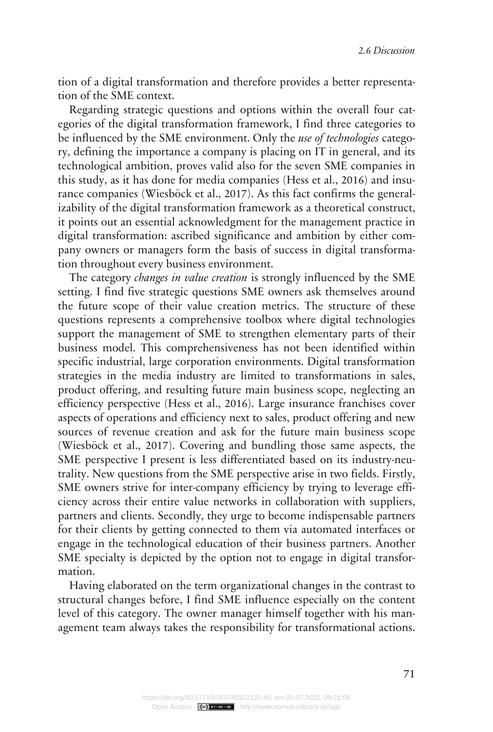tion of a digital transformation and therefore provides a better representation of the SME context.

Regarding strategic questions and options within the overall four categories of the digital transformation framework, I find three categories to be influenced by the SME environment. Only the *use of technologies* category, defining the importance a company is placing on IT in general, and its technological ambition, proves valid also for the seven SME companies in this study, as it has done for media companies (Hess et al., 2016) and insurance companies (Wiesböck et al., 2017). As this fact confirms the generalizability of the digital transformation framework as a theoretical construct, it points out an essential acknowledgment for the management practice in digital transformation: ascribed significance and ambition by either company owners or managers form the basis of success in digital transformation throughout every business environment.

The category *changes in value creation* is strongly influenced by the SME setting. I find five strategic questions SME owners ask themselves around the future scope of their value creation metrics. The structure of these questions represents a comprehensive toolbox where digital technologies support the management of SME to strengthen elementary parts of their business model. This comprehensiveness has not been identified within specific industrial, large corporation environments. Digital transformation strategies in the media industry are limited to transformations in sales, product offering, and resulting future main business scope, neglecting an efficiency perspective (Hess et al., 2016). Large insurance franchises cover aspects of operations and efficiency next to sales, product offering and new sources of revenue creation and ask for the future main business scope (Wiesböck et al., 2017). Covering and bundling those same aspects, the SME perspective I present is less differentiated based on its industry-neutrality. New questions from the SME perspective arise in two fields. Firstly, SME owners strive for inter-company efficiency by trying to leverage efficiency across their entire value networks in collaboration with suppliers, partners and clients. Secondly, they urge to become indispensable partners for their clients by getting connected to them via automated interfaces or engage in the technological education of their business partners. Another SME specialty is depicted by the option not to engage in digital transformation.

Having elaborated on the term organizational changes in the contrast to structural changes before, I find SME influence especially on the content level of this category. The owner manager himself together with his management team always takes the responsibility for transformational actions.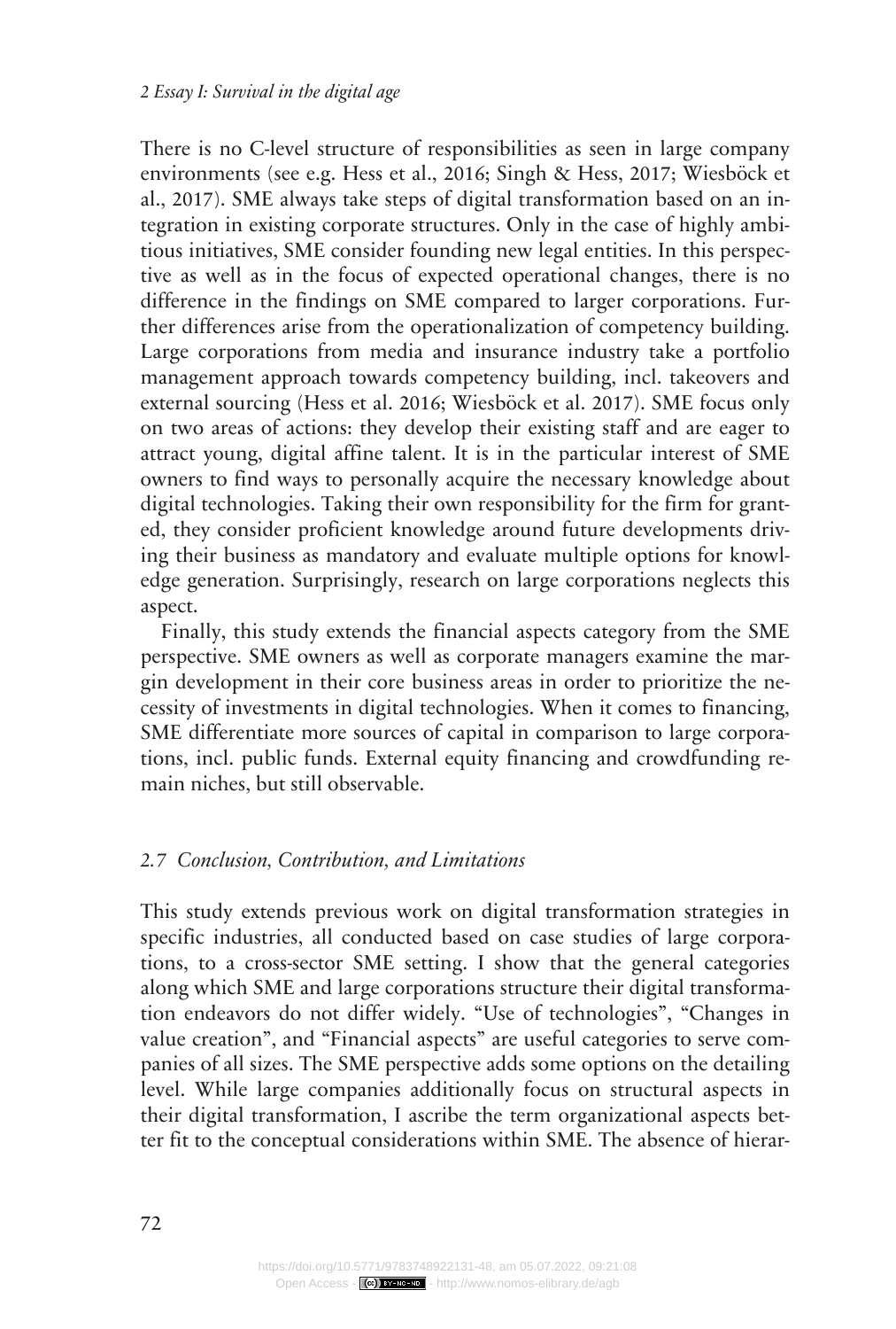There is no C-level structure of responsibilities as seen in large company environments (see e.g. Hess et al., 2016; Singh & Hess, 2017; Wiesböck et al., 2017). SME always take steps of digital transformation based on an integration in existing corporate structures. Only in the case of highly ambitious initiatives, SME consider founding new legal entities. In this perspective as well as in the focus of expected operational changes, there is no difference in the findings on SME compared to larger corporations. Further differences arise from the operationalization of competency building. Large corporations from media and insurance industry take a portfolio management approach towards competency building, incl. takeovers and external sourcing (Hess et al. 2016; Wiesböck et al. 2017). SME focus only on two areas of actions: they develop their existing staff and are eager to attract young, digital affine talent. It is in the particular interest of SME owners to find ways to personally acquire the necessary knowledge about digital technologies. Taking their own responsibility for the firm for granted, they consider proficient knowledge around future developments driving their business as mandatory and evaluate multiple options for knowledge generation. Surprisingly, research on large corporations neglects this aspect.

Finally, this study extends the financial aspects category from the SME perspective. SME owners as well as corporate managers examine the margin development in their core business areas in order to prioritize the necessity of investments in digital technologies. When it comes to financing, SME differentiate more sources of capital in comparison to large corporations, incl. public funds. External equity financing and crowdfunding remain niches, but still observable.

## *2.7 Conclusion, Contribution, and Limitations*

This study extends previous work on digital transformation strategies in specific industries, all conducted based on case studies of large corporations, to a cross-sector SME setting. I show that the general categories along which SME and large corporations structure their digital transformation endeavors do not differ widely. "Use of technologies", "Changes in value creation", and "Financial aspects" are useful categories to serve companies of all sizes. The SME perspective adds some options on the detailing level. While large companies additionally focus on structural aspects in their digital transformation, I ascribe the term organizational aspects better fit to the conceptual considerations within SME. The absence of hierar-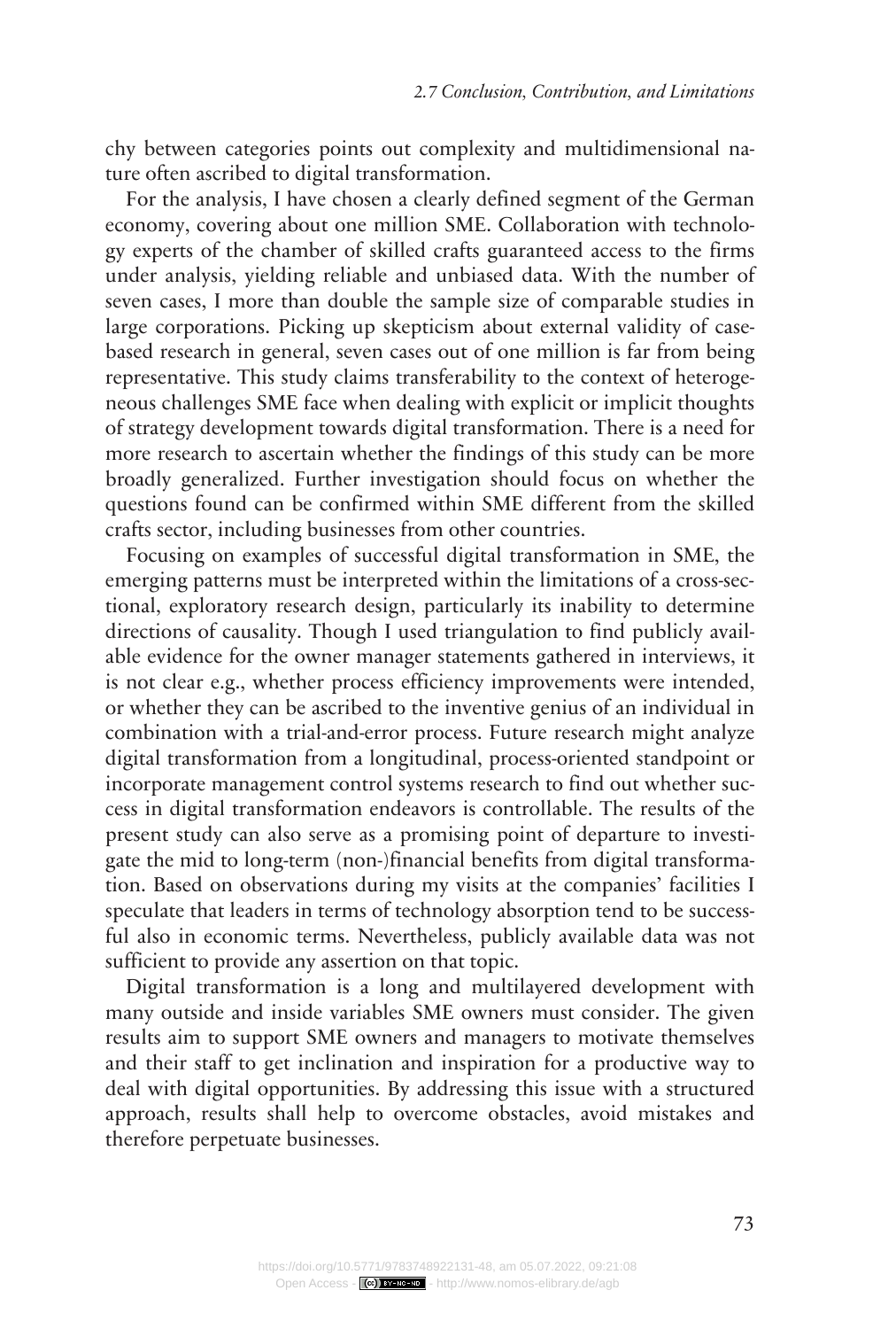chy between categories points out complexity and multidimensional nature often ascribed to digital transformation.

For the analysis, I have chosen a clearly defined segment of the German economy, covering about one million SME. Collaboration with technology experts of the chamber of skilled crafts guaranteed access to the firms under analysis, yielding reliable and unbiased data. With the number of seven cases, I more than double the sample size of comparable studies in large corporations. Picking up skepticism about external validity of case-based research in general, seven cases out of one million is far from being representative. This study claims transferability to the context of heterogeneous challenges SME face when dealing with explicit or implicit thoughts of strategy development towards digital transformation. There is a need for more research to ascertain whether the findings of this study can be more broadly generalized. Further investigation should focus on whether the questions found can be confirmed within SME different from the skilled crafts sector, including businesses from other countries.

Focusing on examples of successful digital transformation in SME, the emerging patterns must be interpreted within the limitations of a cross-sectional, exploratory research design, particularly its inability to determine directions of causality. Though I used triangulation to find publicly available evidence for the owner manager statements gathered in interviews, it is not clear e.g., whether process efficiency improvements were intended, or whether they can be ascribed to the inventive genius of an individual in combination with a trial-and-error process. Future research might analyze digital transformation from a longitudinal, process-oriented standpoint or incorporate management control systems research to find out whether success in digital transformation endeavors is controllable. The results of the present study can also serve as a promising point of departure to investigate the mid to long-term (non-)financial benefits from digital transformation. Based on observations during my visits at the companies' facilities I speculate that leaders in terms of technology absorption tend to be successful also in economic terms. Nevertheless, publicly available data was not sufficient to provide any assertion on that topic.

Digital transformation is a long and multilayered development with many outside and inside variables SME owners must consider. The given results aim to support SME owners and managers to motivate themselves and their staff to get inclination and inspiration for a productive way to deal with digital opportunities. By addressing this issue with a structured approach, results shall help to overcome obstacles, avoid mistakes and therefore perpetuate businesses.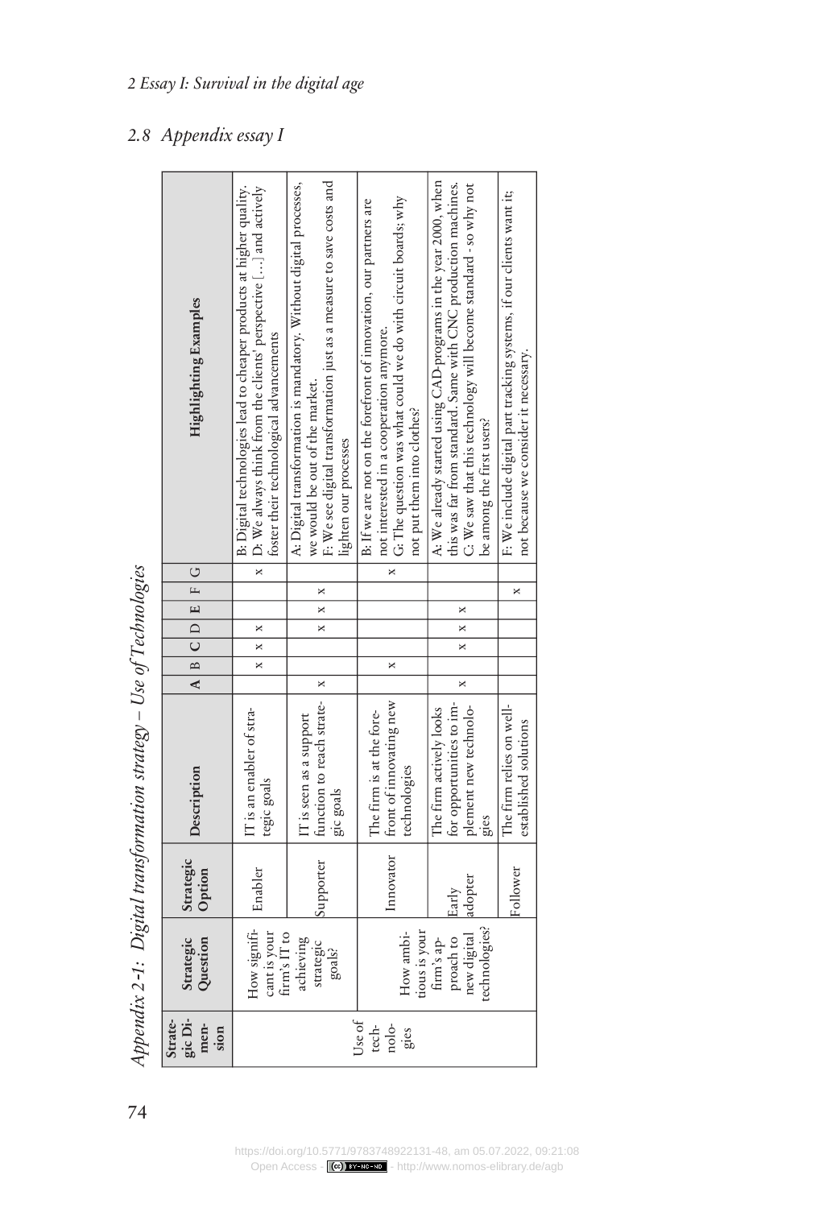## 2.8 Appendix essay I

*Appendix 2-1: Digital transformation strategy – Use of Technologies*

| Strategic Dimension | Strategic Question | Strategic Option | Description | A | B | C | D | E | F | G | Highlighting Examples |
|---|---|---|---|---|---|---|---|---|---|---|---|
| Use of technologies | How significant is your firm's IT to achieving strategic goals? | Enabler | IT is an enabler of strategic goals | | x | x | x | | | x | B: Digital technologies lead to cheaper products at higher quality.<br>D: We always think from the clients' perspective […] and actively foster their technological advancements |
| | | Supporter | IT is seen as a support function to reach strategic goals | x | | | x | x | x | | A: Digital transformation is mandatory. Without digital processes, we would be out of the market.<br>F: We see digital transformation just as a measure to save costs and lighten our processes |
| | How ambitious is your firm's approach to new digital technologies? | Innovator | The firm is at the forefront of innovating new technologies | | x | | | | | x | B: If we are not on the forefront of innovation, our partners are not interested in a cooperation anymore.<br>G: The question was what could we do with circuit boards; why not put them into clothes? |
| | | Early adopter | The firm actively looks for opportunities to implement new technologies | x | | x | x | x | | | A: We already started using CAD-programs in the year 2000, when this was far from standard. Same with CNC production machines.<br>C: We saw that this technology will become standard - so why not be among the first users? |
| | | Follower | The firm relies on well-established solutions | | | | | | x | | F: We include digital part tracking systems, if our clients want it; not because we consider it necessary. |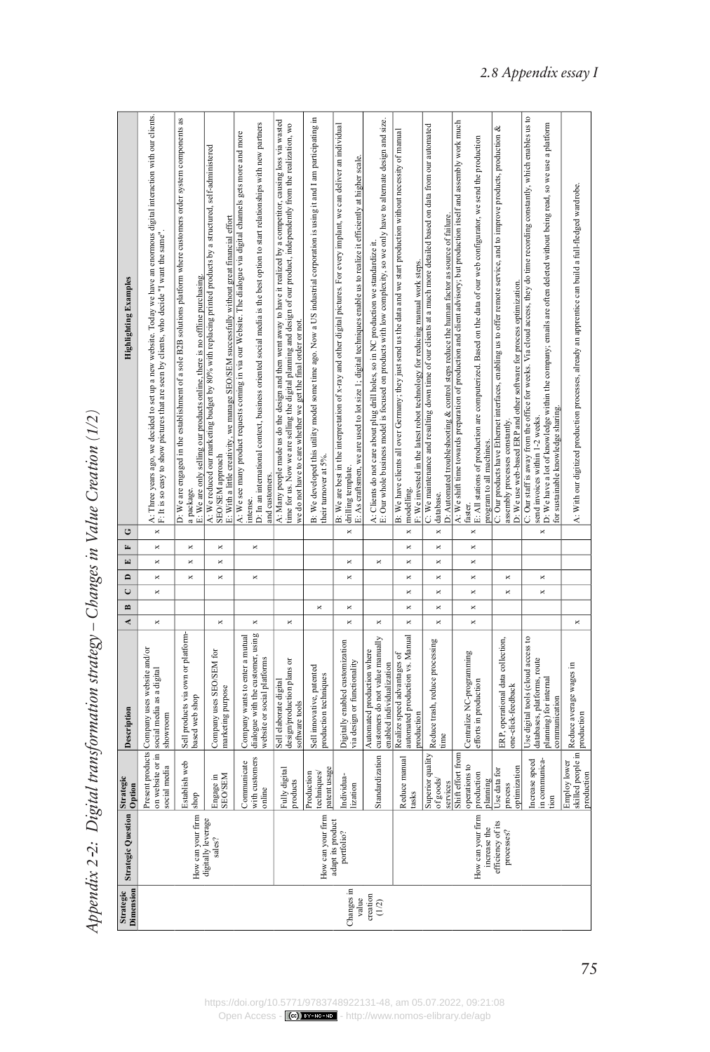# Appendix 2-2: Digital transformation strategy – Changes in Value Creation (1/2)

| Strategic Dimension | Strategic Question | Strategic Option | Description | A | B | C | D | E | F | G | Highlighting Examples |
|---|---|---|---|---|---|---|---|---|---|---|---|
| Changes in value creation (1/2) | How can your firm digitally leverage sales? | Present products on website or in social media | Company uses website and/or social media as a digital showroom | x | | x | x | x | x | x | A: Three years ago, we decided to set up a new website. Today we have an enormous digital interaction with our clients. F: It is so easy to show pictures that are seen by clients, who decide "I want the same". |
| | | Establish web shop | Sell products via own or platform-based web shop | | | | x | x | x | | D: We are engaged in the establishment of a sole B2B solutions platform where customers order system components as a package. E: We are only selling our products online, there is no offline purchasing. |
| | | Engage in SEO/SEM | Company uses SEO/SEM for marketing purpose | x | | | x | x | x | | A: We reduced our marketing budget by 80% with replacing printed products by a structured, self-administered SEO/SEM approach. E: With a little creativity, we manage SEO/SEM successfully without great financial effort |
| | | Communicate with customers online | Company wants to enter a mutual dialogue with the customer, using website or social platforms | x | | | x | | x | | A: We see many product requests coming in via our Website. The dialogue via digital channels gets more and more intense. D: In an international context, business oriented social media is the best option to start relationships with new partners and customers. |
| | | Fully digital products | Sell elaborate digital design/production plans or software tools | x | | | | | | | A: Many people made us do the design and then went away to have it realized by a competitor, causing loss via wasted time for us. Now we are selling the digital planning and design of our product, independently from the realization, so we do not have to care whether we get the final order or not. |
| | How can your firm adapt its product portfolio? | Production techniques/ patent usage | Sell innovative, patented production techniques | | x | | | | | | B: We developed this utility model some time ago. Now a US industrial corporation is using it and I am participating in their turnover at 5%. |
| | | Individualization | Digitally enabled customization via design or functionality | x | x | | x | x | | x | B: We are best in the interpretation of x-ray and other digital pictures. For every implant, we can deliver an individual drilling template. E: As craftsmen, we are used to lot size 1; digital techniques enable us to realize it efficiently at higher scale. |
| | | Standardization | Automated production where customers do not value manually enabled individualization | x | | | | x | | | A: Clients do not care about plug drill holes, so in NC production we standardize it. E: Our whole business model is focused on products with low complexity, so we only have to alternate design and size. |
| | How can your firm increase the efficiency of its processes? | Reduce manual tasks | Realize speed advantages of automated production vs. Manual production | x | x | x | x | x | x | x | B: We have clients all over Germany; they just send us the data and we start production without necessity of manual modeling. F: We invested in the latest robot technology for reducing manual work steps. |
| | | Superior quality of goods/ services | Reduce trash, reduce processing time | x | x | x | x | x | x | | C: We maintenance and resulting down time of our clients at a much more detailed based on data from our automated database. D: Automated troubleshooting & control steps reduce the human factor as source of failure. |
| | | Shift effort from operations to production planning | Centralize NC-programming efforts in production | x | x | x | x | x | x | | A: We shift time towards preparation of production and client advisory; but production itself and assembly work much faster. E: All stations of production are computerized. Based on the data of our web configurator, we send the production program to all machines. |
| | | Use data for process optimization | ERP, operational data collection, one-click-feedback | | | x | x | | | | C: Our products have Ethernet interfaces, enabling us to offer remote service, and to improve products, production & assembly processes constantly. D: We use web-based ERP and other software for process optimization. |
| | | Increase speed in communication | Use digital tools (cloud access to databases, platforms, route planning) for internal communication | | | x | x | | | x | C: Our staff is away from the office for weeks. Via cloud access, they do time recording constantly, which enables us to send invoices within 1-2 weeks. D: We have a lot of knowledge within the company; emails are often deleted without being read, so we use a platform for sustainable knowledge sharing. |
| | | Employ lower skilled people in production | Reduce average wages in production | x | | | | | | | A: With our digitized production processes, already an apprentice can build a full-fledged wardrobe. |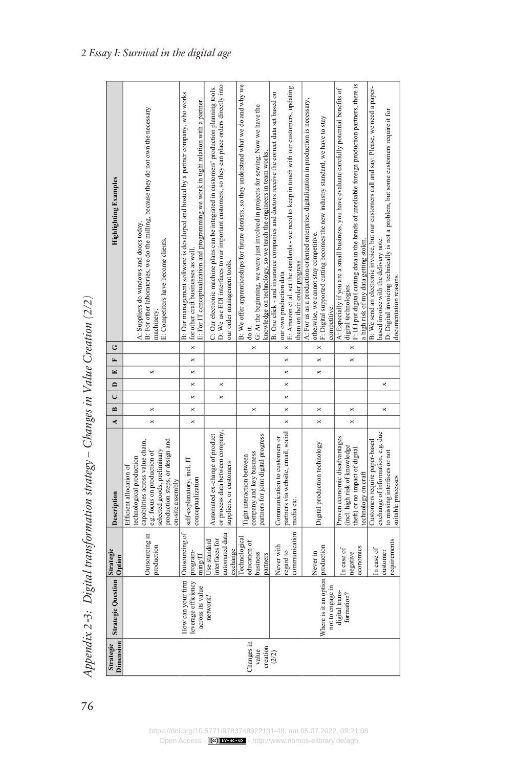# Appendix 2-3: Digital transformation strategy – Changes in Value Creation (2/2)

| Strategic Dimension | Strategic Question | Strategic Option | Description | A | B | C | D | E | F | G | Highlighting Examples |
|---|---|---|---|---|---|---|---|---|---|---|---|
| Changes in value creation (2/2) | How can your firm leverage efficiency across its value network? | Outsourcing in production | Efficient allocation of technological production capabilities across value chain, e.g. focus on production of selected goods, preliminary production steps, or design and on-site assembly | x | x | | | x | | | A: Suppliers do windows and doors today.<br>B: For other laboratories, we do the milling, because they do not own the necessary machinery.<br>E: Competitors have become clients. |
| | | Outsourcing of programming/IT | self-explanatory, incl. IT conceptualization | x | x | x | x | x | x | x | B: Our management software is developed and hosted by a partner company, who works for other craft businesses as well.<br>E: For IT conceptualization and programming we work in tight relation with a partner. |
| | | Use standard interfaces for automated data exchange | Automated ex-change of product or process data between company, suppliers, or customers | | | x | x | | | | C: Our electronic machine plans can be integrated in customers' production planning tools.<br>D: We use EDI interfaces to our important customers, so they can place orders directly into our order management tools. |
| | | Technological education of business partners | Tight interaction between company and key business partners for joint digital progress | | x | | | | | x | B: We offer apprenticeships for future dentists, so they understand what we do and why we do it.<br>G: At the beginning, we were just involved in projects for sewing. Now we have the knowledge on technology, so we teach the engineers in team works. |
| | Where is it an option not to engage in digital trans-formation? | Never with regard to communication | Communication to customers or partners via website, email, social media etc. | x | x | x | x | x | x | x | B: One click - and insurance companies and doctors receive the correct data set based on our own production data<br>E: Amazon et al. set the standards - we need to keep in touch with our customers, updating them on their order progress |
| | | Never in production | Digital production technology | x | x | | | x | x | x | A: For us as a production-oriented enterprise, digitalization in production is necessary; otherwise, we cannot stay competitive.<br>F: Digital supported cutting becomes the new industry standard, we have to stay competitive. |
| | | In case of negative economics | Proven economic disadvantages (incl. high risk of knowledge theft) or no impact of digital technology on craft | x | x | | | | x | x | A: Especially if you are a small business, you have evaluate carefully potential benefits of digital technologies.<br>F: If I put digital cutting data in the hands of unreliable foreign production partners, there is a high risk of my data getting stolen. |
| | | In case of customer requirements | Customers require paper-based exchange of information, e.g. due to missing interfaces or not suitable processes | | x | | x | | | | B: We send an electronic invoice, but our customers call and say: Please, we need a paper-based invoice with the delivery note.<br>D: Digital invoicing technically is not a problem, but some customers require it for documentation reasons. |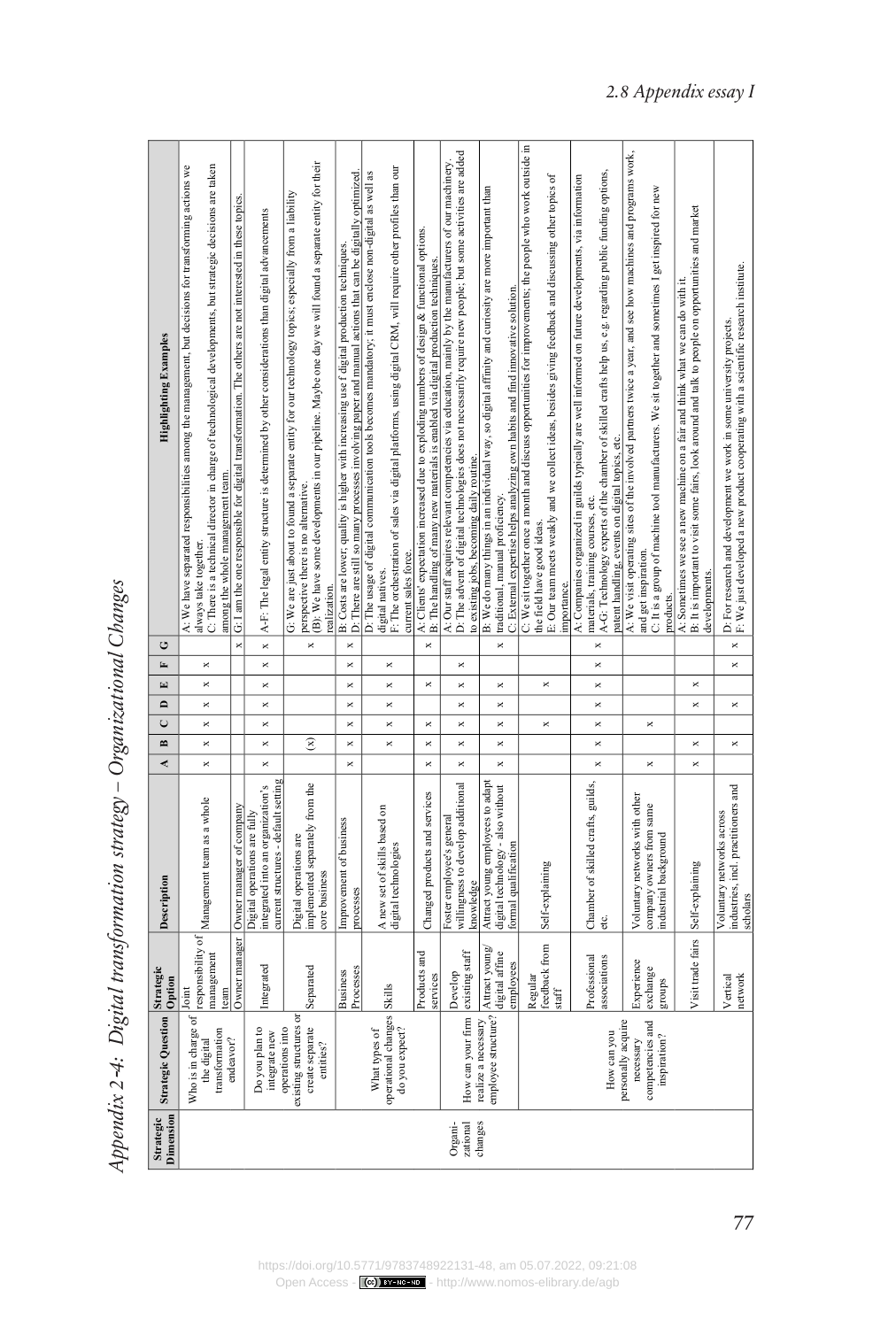# Appendix 2-4: Digital transformation strategy – Organizational Changes

| Strategic Dimension | Strategic Question | Strategic Option | Description | A | B | C | D | E | F | G | Highlighting Examples |
|---|---|---|---|---|---|---|---|---|---|---|---|
| Organi-zational changes | Who is in charge of the digital transformation endeavor? | Joint responsibility of management team | Management team as a whole | x | x | x | x | x | x | | A: We have separated responsibilities among the management, but decisions for transforming actions we always take together.<br>C: There is a technical director in charge of technological developments, but strategic decisions are taken among the whole management team. |
| | | Owner manager | Owner manager of company | | | | | | | x | G: I am the one responsible for digital transformation. The others are not interested in these topics. |
| | Do you plan to integrate new operations into existing structures or create separate entities? | Integrated | Digital operations are fully integrated into an organization's current structures - default setting | x | x | x | x | x | x | | A-F: The legal entity structure is determined by other considerations than digital advancements |
| | | Separated | Digital operations are implemented separately from the core business | | (x) | | | | | x | G: We are just about to found a separate entity for our technology topics; especially from a liability perspective there is no alternative.<br>(B): We have some developments in our pipeline. Maybe one day we will found a separate entity for their realization. |
| | What types of operational changes do you expect? | Business Processes | Improvement of business processes | x | x | x | x | x | x | x | B: Costs are lower; quality is higher with increasing use f digital production techniques.<br>D: There are still so many processes involving paper and manual actions that can be digitally optimized. |
| | | Skills | A new set of skills based on digital technologies | | x | x | x | x | x | | D: The usage of digital communication tools becomes mandatory; it must enclose non-digital as well as digital natives.<br>F: The orchestration of sales via digital platforms, using digital CRM, will require other profiles than our current sales force. |
| | | Products and services | Changed products and services | x | x | x | | x | | x | A: Clients' expectation increased due to exploding numbers of design & functional options.<br>B: The handling of many new materials is enabled via digital production techniques. |
| | How can your firm realize a necessary employee structure? | Develop existing staff | Foster employee's general willingness to develop additional knowledge | x | x | x | x | x | x | | A: Our staff acquires relevant competencies via education, mainly by the manufacturers of our machinery.<br>D: The advent of digital technologies does not necessarily require new people; but some activities are added to existing jobs, becoming daily routine. |
| | | Attract young/ digital affine employees | Attract young employees to adapt digital technology - also without formal qualification | x | x | x | x | x | | x | B: We do many things in an individual way, so digital affinity and curiosity are more important than traditional, manual proficiency.<br>C: External expertise helps analyzing own habits and find innovative solution. |
| | | Regular feedback from staff | Self-explaining | | | x | | x | | | C: We sit together once a month and discuss opportunities for improvements; the people who work outside in the field have good ideas.<br>E: Our team meets weakly and we collect ideas, besides giving feedback and discussing other topics of importance. |
| | How can you personally acquire necessary competencies and inspiration? | Professional associations | Chamber of skilled crafts, guilds, etc. | x | x | x | x | x | x | x | A: Companies organized in guilds typically are well informed on future developments, via information materials, training courses, etc.<br>A-G: Technology experts of the chamber of skilled crafts help us, e.g. regarding public funding options, patent handling, events on digital topics, etc. |
| | | Experience exchange groups | Voluntary networks with other company owners from same industrial background | x | | x | | | | | A: We visit operating sites of the involved partners twice a year, and see how machines and programs work, and get inspiration.<br>C: It is a group of machine tool manufacturers. We sit together and sometimes I get inspired for new products. |
| | | Visit trade fairs | Self-explaining | x | x | | x | x | | | A: Sometimes we see a new machine on a fair and think what we can do with it.<br>B: It is important to visit some fairs, look around and talk to people on opportunities and market developments. |
| | | Vertical network | Voluntary networks across industries, incl. practitioners and scholars | | x | | x | | x | x | D: For research and development we work in some university projects.<br>F: We just developed a new product cooperating with a scientific research institute. |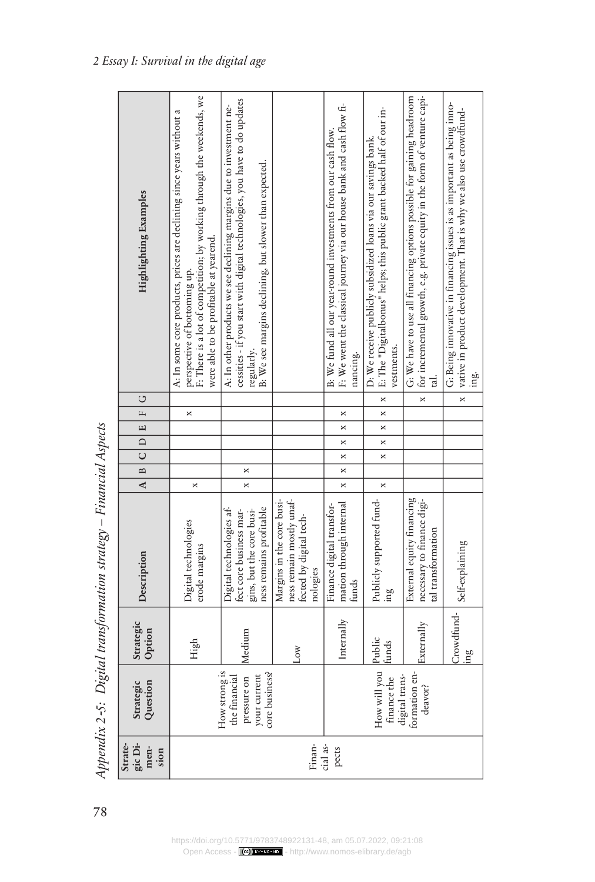# Appendix 2-5: Digital transformation strategy – Financial Aspects

| Strategic Dimension | Strategic Question | Strategic Option | Description | A | B | C | D | E | F | G | Highlighting Examples |
|---|---|---|---|---|---|---|---|---|---|---|---|
| Financial aspects | How strong is the financial pressure on your current core business? | High | Digital technologies erode margins | x | | | | | x | | A: In some core products, prices are declining since years without a perspective of bottoming up.<br>F: There is a lot of competition; by working through the weekends, we were able to be profitable at yearend. |
| | | Medium | Digital technologies affect core business margins, but the core business remains profitable | x | x | | | | | | A: In other products we see declining margins due to investment necessities - if you start with digital technologies, you have to do updates regularly.<br>B: We see margins declining, but slower than expected. |
| | | Low | Margins in the core business remain mostly unaffected by digital technologies | | | | | | | | |
| | How will you finance the digital transformation endeavor? | Internally | Finance digital transformation through internal funds | x | x | x | x | x | x | | B: We fund all our year-round investments from our cash flow.<br>F: We went the classical journey via our house bank and cash flow financing. |
| | | Public funds | Publicly supported funding | x | | x | x | x | x | x | D: We receive publicly subsidized loans via our savings bank.<br>E: The "Digitalbonus" helps; this public grant backed half of our investments. |
| | | Externally | External equity financing necessary to finance digital transformation | | | | | | | x | G: We have to use all financing options possible for gaining headroom for incremental growth, e.g. private equity in the form of venture capital. |
| | | Crowdfunding | Self-explaining | | | | | | | x | G: Being innovative in financing issues is as important as being innovative in product development. That is why we also use crowdfunding. |